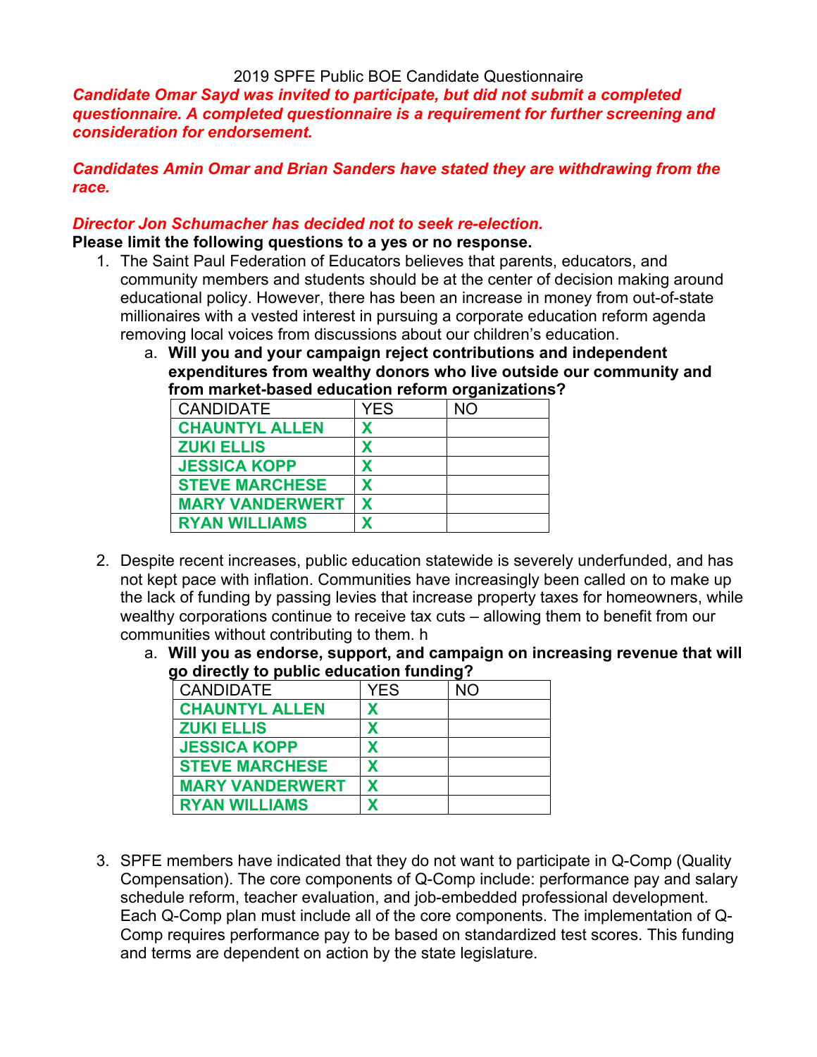2019 SPFE Public BOE Candidate Questionnaire

***Candidate Omar Sayd was invited to participate, but did not submit a completed questionnaire. A completed questionnaire is a requirement for further screening and consideration for endorsement.***

***Candidates Amin Omar and Brian Sanders have stated they are withdrawing from the race.***

***Director Jon Schumacher has decided not to seek re-election.***

**Please limit the following questions to a yes or no response.**

1. The Saint Paul Federation of Educators believes that parents, educators, and community members and students should be at the center of decision making around educational policy. However, there has been an increase in money from out-of-state millionaires with a vested interest in pursuing a corporate education reform agenda removing local voices from discussions about our children's education.
   a. **Will you and your campaign reject contributions and independent expenditures from wealthy donors who live outside our community and from market-based education reform organizations?**

| CANDIDATE | YES | NO |
|---|---|---|
| **CHAUNTYL ALLEN** | **X** | |
| **ZUKI ELLIS** | **X** | |
| **JESSICA KOPP** | **X** | |
| **STEVE MARCHESE** | **X** | |
| **MARY VANDERWERT** | **X** | |
| **RYAN WILLIAMS** | **X** | |

2. Despite recent increases, public education statewide is severely underfunded, and has not kept pace with inflation. Communities have increasingly been called on to make up the lack of funding by passing levies that increase property taxes for homeowners, while wealthy corporations continue to receive tax cuts – allowing them to benefit from our communities without contributing to them. h
   a. **Will you as endorse, support, and campaign on increasing revenue that will go directly to public education funding?**

| CANDIDATE | YES | NO |
|---|---|---|
| **CHAUNTYL ALLEN** | **X** | |
| **ZUKI ELLIS** | **X** | |
| **JESSICA KOPP** | **X** | |
| **STEVE MARCHESE** | **X** | |
| **MARY VANDERWERT** | **X** | |
| **RYAN WILLIAMS** | **X** | |

3. SPFE members have indicated that they do not want to participate in Q-Comp (Quality Compensation). The core components of Q-Comp include: performance pay and salary schedule reform, teacher evaluation, and job-embedded professional development. Each Q-Comp plan must include all of the core components. The implementation of Q-Comp requires performance pay to be based on standardized test scores. This funding and terms are dependent on action by the state legislature.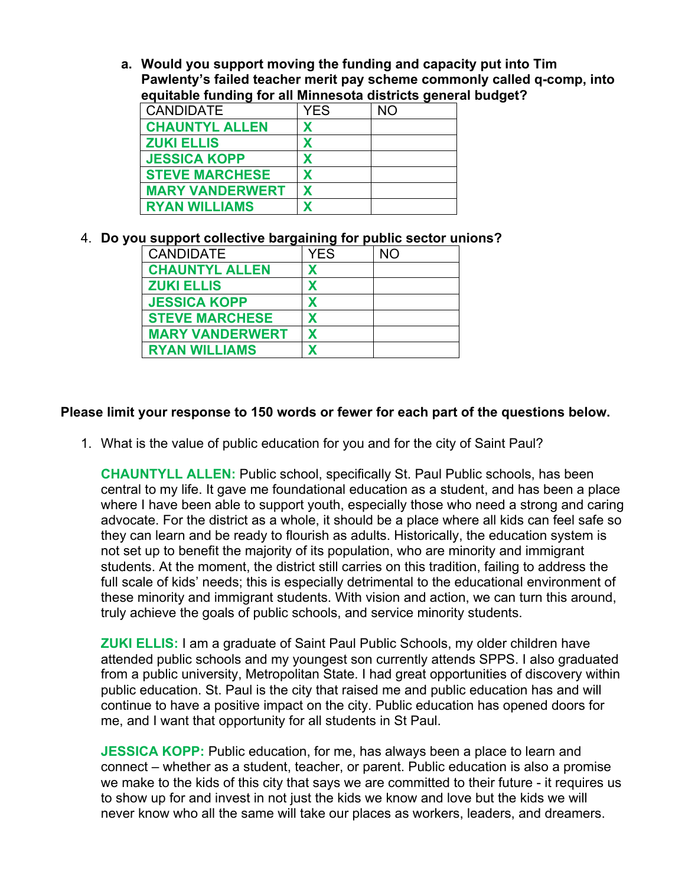a. **Would you support moving the funding and capacity put into Tim Pawlenty's failed teacher merit pay scheme commonly called q-comp, into equitable funding for all Minnesota districts general budget?**

| CANDIDATE | YES | NO |
| --- | --- | --- |
| **CHAUNTYL ALLEN** | **X** | |
| **ZUKI ELLIS** | **X** | |
| **JESSICA KOPP** | **X** | |
| **STEVE MARCHESE** | **X** | |
| **MARY VANDERWERT** | **X** | |
| **RYAN WILLIAMS** | **X** | |

4. **Do you support collective bargaining for public sector unions?**

| CANDIDATE | YES | NO |
| --- | --- | --- |
| **CHAUNTYL ALLEN** | **X** | |
| **ZUKI ELLIS** | **X** | |
| **JESSICA KOPP** | **X** | |
| **STEVE MARCHESE** | **X** | |
| **MARY VANDERWERT** | **X** | |
| **RYAN WILLIAMS** | **X** | |

**Please limit your response to 150 words or fewer for each part of the questions below.**

1. What is the value of public education for you and for the city of Saint Paul?

**CHAUNTYLL ALLEN:** Public school, specifically St. Paul Public schools, has been central to my life. It gave me foundational education as a student, and has been a place where I have been able to support youth, especially those who need a strong and caring advocate. For the district as a whole, it should be a place where all kids can feel safe so they can learn and be ready to flourish as adults. Historically, the education system is not set up to benefit the majority of its population, who are minority and immigrant students. At the moment, the district still carries on this tradition, failing to address the full scale of kids' needs; this is especially detrimental to the educational environment of these minority and immigrant students. With vision and action, we can turn this around, truly achieve the goals of public schools, and service minority students.

**ZUKI ELLIS:** I am a graduate of Saint Paul Public Schools, my older children have attended public schools and my youngest son currently attends SPPS. I also graduated from a public university, Metropolitan State. I had great opportunities of discovery within public education. St. Paul is the city that raised me and public education has and will continue to have a positive impact on the city. Public education has opened doors for me, and I want that opportunity for all students in St Paul.

**JESSICA KOPP:** Public education, for me, has always been a place to learn and connect – whether as a student, teacher, or parent. Public education is also a promise we make to the kids of this city that says we are committed to their future - it requires us to show up for and invest in not just the kids we know and love but the kids we will never know who all the same will take our places as workers, leaders, and dreamers.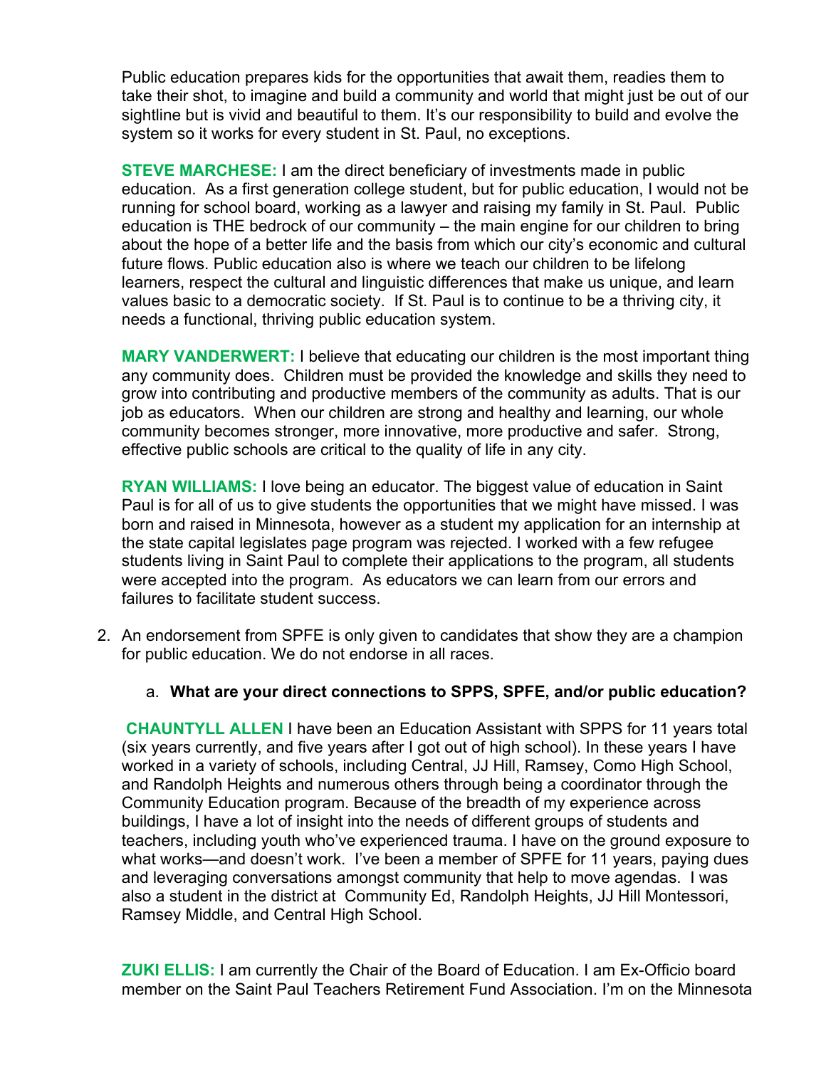Public education prepares kids for the opportunities that await them, readies them to take their shot, to imagine and build a community and world that might just be out of our sightline but is vivid and beautiful to them. It's our responsibility to build and evolve the system so it works for every student in St. Paul, no exceptions.

**STEVE MARCHESE:** I am the direct beneficiary of investments made in public education. As a first generation college student, but for public education, I would not be running for school board, working as a lawyer and raising my family in St. Paul. Public education is THE bedrock of our community – the main engine for our children to bring about the hope of a better life and the basis from which our city's economic and cultural future flows. Public education also is where we teach our children to be lifelong learners, respect the cultural and linguistic differences that make us unique, and learn values basic to a democratic society. If St. Paul is to continue to be a thriving city, it needs a functional, thriving public education system.

**MARY VANDERWERT:** I believe that educating our children is the most important thing any community does. Children must be provided the knowledge and skills they need to grow into contributing and productive members of the community as adults. That is our job as educators. When our children are strong and healthy and learning, our whole community becomes stronger, more innovative, more productive and safer. Strong, effective public schools are critical to the quality of life in any city.

**RYAN WILLIAMS:** I love being an educator. The biggest value of education in Saint Paul is for all of us to give students the opportunities that we might have missed. I was born and raised in Minnesota, however as a student my application for an internship at the state capital legislates page program was rejected. I worked with a few refugee students living in Saint Paul to complete their applications to the program, all students were accepted into the program. As educators we can learn from our errors and failures to facilitate student success.

2. An endorsement from SPFE is only given to candidates that show they are a champion for public education. We do not endorse in all races.

   a. **What are your direct connections to SPPS, SPFE, and/or public education?**

**CHAUNTYLL ALLEN** I have been an Education Assistant with SPPS for 11 years total (six years currently, and five years after I got out of high school). In these years I have worked in a variety of schools, including Central, JJ Hill, Ramsey, Como High School, and Randolph Heights and numerous others through being a coordinator through the Community Education program. Because of the breadth of my experience across buildings, I have a lot of insight into the needs of different groups of students and teachers, including youth who've experienced trauma. I have on the ground exposure to what works—and doesn't work. I've been a member of SPFE for 11 years, paying dues and leveraging conversations amongst community that help to move agendas. I was also a student in the district at Community Ed, Randolph Heights, JJ Hill Montessori, Ramsey Middle, and Central High School.

**ZUKI ELLIS:** I am currently the Chair of the Board of Education. I am Ex-Officio board member on the Saint Paul Teachers Retirement Fund Association. I'm on the Minnesota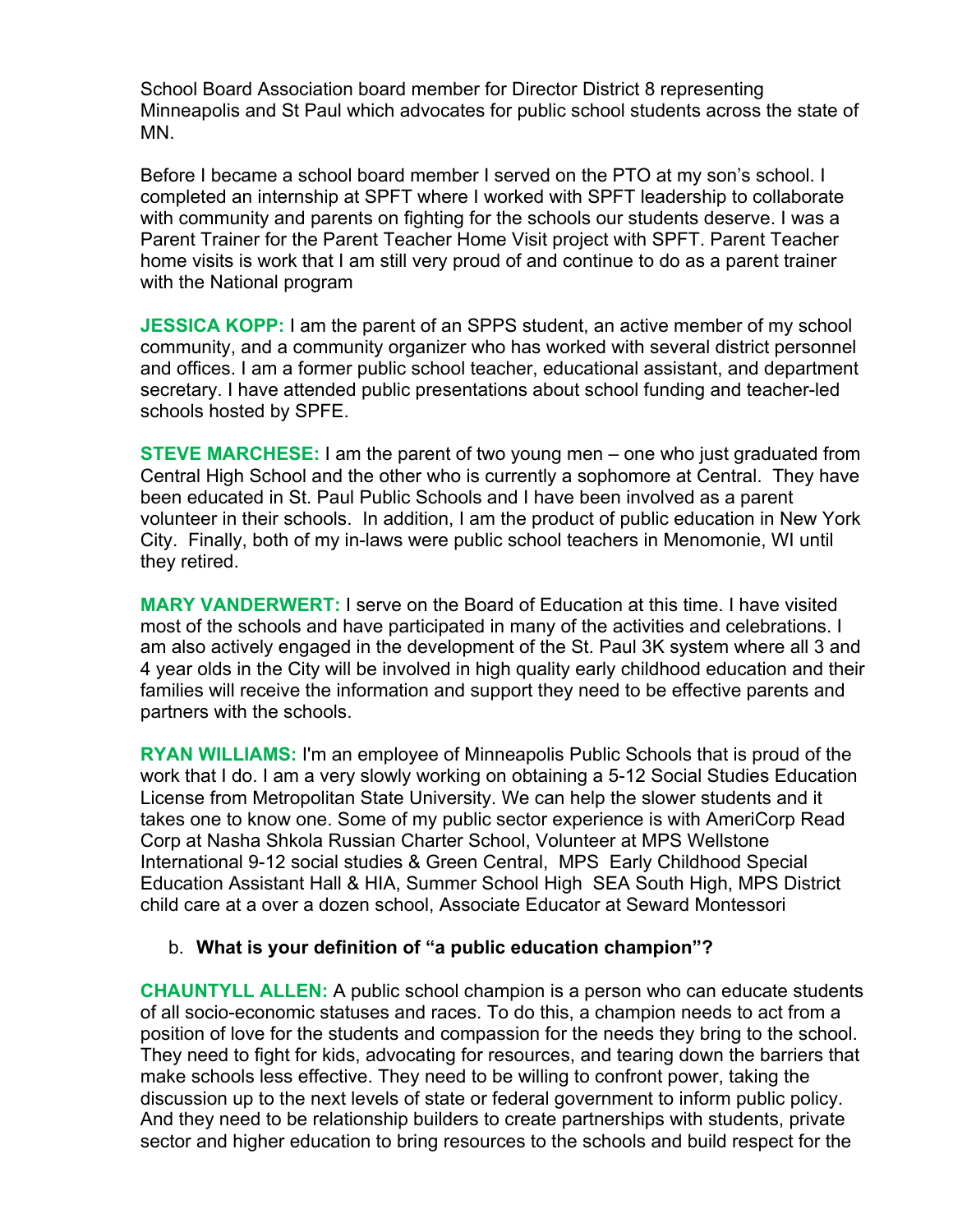School Board Association board member for Director District 8 representing Minneapolis and St Paul which advocates for public school students across the state of MN.

Before I became a school board member I served on the PTO at my son's school. I completed an internship at SPFT where I worked with SPFT leadership to collaborate with community and parents on fighting for the schools our students deserve. I was a Parent Trainer for the Parent Teacher Home Visit project with SPFT. Parent Teacher home visits is work that I am still very proud of and continue to do as a parent trainer with the National program

**JESSICA KOPP:** I am the parent of an SPPS student, an active member of my school community, and a community organizer who has worked with several district personnel and offices. I am a former public school teacher, educational assistant, and department secretary. I have attended public presentations about school funding and teacher-led schools hosted by SPFE.

**STEVE MARCHESE:** I am the parent of two young men – one who just graduated from Central High School and the other who is currently a sophomore at Central. They have been educated in St. Paul Public Schools and I have been involved as a parent volunteer in their schools. In addition, I am the product of public education in New York City. Finally, both of my in-laws were public school teachers in Menomonie, WI until they retired.

**MARY VANDERWERT:** I serve on the Board of Education at this time. I have visited most of the schools and have participated in many of the activities and celebrations. I am also actively engaged in the development of the St. Paul 3K system where all 3 and 4 year olds in the City will be involved in high quality early childhood education and their families will receive the information and support they need to be effective parents and partners with the schools.

**RYAN WILLIAMS:** I'm an employee of Minneapolis Public Schools that is proud of the work that I do. I am a very slowly working on obtaining a 5-12 Social Studies Education License from Metropolitan State University. We can help the slower students and it takes one to know one. Some of my public sector experience is with AmeriCorp Read Corp at Nasha Shkola Russian Charter School, Volunteer at MPS Wellstone International 9-12 social studies & Green Central, MPS Early Childhood Special Education Assistant Hall & HIA, Summer School High SEA South High, MPS District child care at a over a dozen school, Associate Educator at Seward Montessori

b. **What is your definition of "a public education champion"?**

**CHAUNTYLL ALLEN:** A public school champion is a person who can educate students of all socio-economic statuses and races. To do this, a champion needs to act from a position of love for the students and compassion for the needs they bring to the school. They need to fight for kids, advocating for resources, and tearing down the barriers that make schools less effective. They need to be willing to confront power, taking the discussion up to the next levels of state or federal government to inform public policy. And they need to be relationship builders to create partnerships with students, private sector and higher education to bring resources to the schools and build respect for the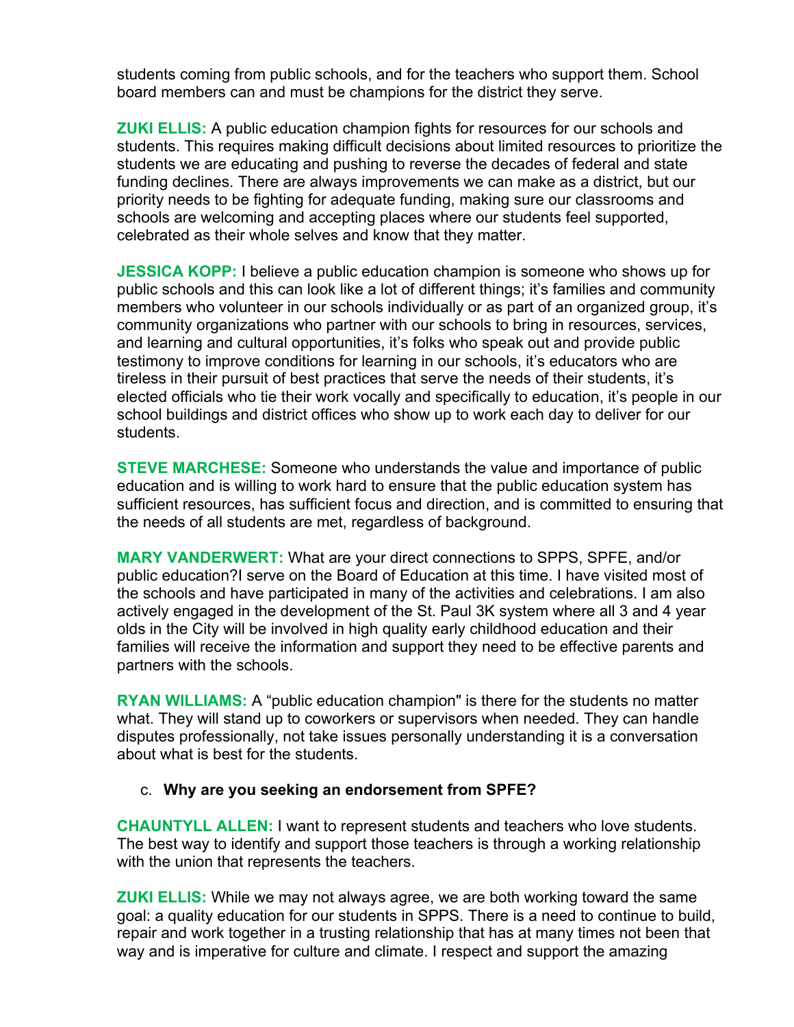students coming from public schools, and for the teachers who support them. School board members can and must be champions for the district they serve.

**ZUKI ELLIS:** A public education champion fights for resources for our schools and students. This requires making difficult decisions about limited resources to prioritize the students we are educating and pushing to reverse the decades of federal and state funding declines. There are always improvements we can make as a district, but our priority needs to be fighting for adequate funding, making sure our classrooms and schools are welcoming and accepting places where our students feel supported, celebrated as their whole selves and know that they matter.

**JESSICA KOPP:** I believe a public education champion is someone who shows up for public schools and this can look like a lot of different things; it's families and community members who volunteer in our schools individually or as part of an organized group, it's community organizations who partner with our schools to bring in resources, services, and learning and cultural opportunities, it's folks who speak out and provide public testimony to improve conditions for learning in our schools, it's educators who are tireless in their pursuit of best practices that serve the needs of their students, it's elected officials who tie their work vocally and specifically to education, it's people in our school buildings and district offices who show up to work each day to deliver for our students.

**STEVE MARCHESE:** Someone who understands the value and importance of public education and is willing to work hard to ensure that the public education system has sufficient resources, has sufficient focus and direction, and is committed to ensuring that the needs of all students are met, regardless of background.

**MARY VANDERWERT:** What are your direct connections to SPPS, SPFE, and/or public education?I serve on the Board of Education at this time. I have visited most of the schools and have participated in many of the activities and celebrations. I am also actively engaged in the development of the St. Paul 3K system where all 3 and 4 year olds in the City will be involved in high quality early childhood education and their families will receive the information and support they need to be effective parents and partners with the schools.

**RYAN WILLIAMS:** A "public education champion" is there for the students no matter what. They will stand up to coworkers or supervisors when needed. They can handle disputes professionally, not take issues personally understanding it is a conversation about what is best for the students.

c. **Why are you seeking an endorsement from SPFE?**

**CHAUNTYLL ALLEN:** I want to represent students and teachers who love students. The best way to identify and support those teachers is through a working relationship with the union that represents the teachers.

**ZUKI ELLIS:** While we may not always agree, we are both working toward the same goal: a quality education for our students in SPPS. There is a need to continue to build, repair and work together in a trusting relationship that has at many times not been that way and is imperative for culture and climate. I respect and support the amazing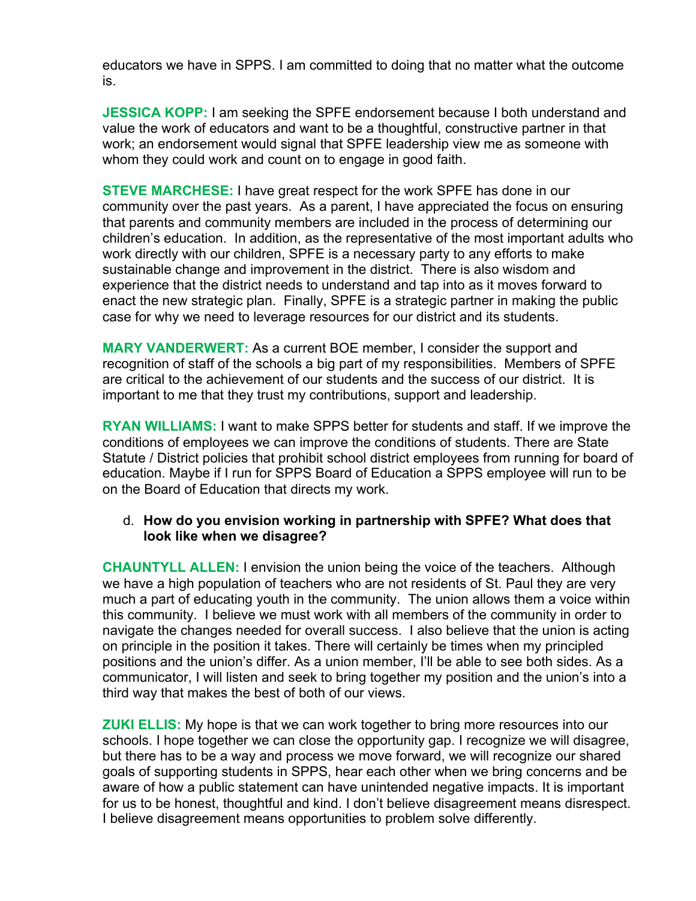educators we have in SPPS. I am committed to doing that no matter what the outcome is.

**JESSICA KOPP:** I am seeking the SPFE endorsement because I both understand and value the work of educators and want to be a thoughtful, constructive partner in that work; an endorsement would signal that SPFE leadership view me as someone with whom they could work and count on to engage in good faith.

**STEVE MARCHESE:** I have great respect for the work SPFE has done in our community over the past years. As a parent, I have appreciated the focus on ensuring that parents and community members are included in the process of determining our children's education. In addition, as the representative of the most important adults who work directly with our children, SPFE is a necessary party to any efforts to make sustainable change and improvement in the district. There is also wisdom and experience that the district needs to understand and tap into as it moves forward to enact the new strategic plan. Finally, SPFE is a strategic partner in making the public case for why we need to leverage resources for our district and its students.

**MARY VANDERWERT:** As a current BOE member, I consider the support and recognition of staff of the schools a big part of my responsibilities. Members of SPFE are critical to the achievement of our students and the success of our district. It is important to me that they trust my contributions, support and leadership.

**RYAN WILLIAMS:** I want to make SPPS better for students and staff. If we improve the conditions of employees we can improve the conditions of students. There are State Statute / District policies that prohibit school district employees from running for board of education. Maybe if I run for SPPS Board of Education a SPPS employee will run to be on the Board of Education that directs my work.

d. **How do you envision working in partnership with SPFE? What does that look like when we disagree?**

**CHAUNTYLL ALLEN:** I envision the union being the voice of the teachers. Although we have a high population of teachers who are not residents of St. Paul they are very much a part of educating youth in the community. The union allows them a voice within this community. I believe we must work with all members of the community in order to navigate the changes needed for overall success. I also believe that the union is acting on principle in the position it takes. There will certainly be times when my principled positions and the union's differ. As a union member, I'll be able to see both sides. As a communicator, I will listen and seek to bring together my position and the union's into a third way that makes the best of both of our views.

**ZUKI ELLIS:** My hope is that we can work together to bring more resources into our schools. I hope together we can close the opportunity gap. I recognize we will disagree, but there has to be a way and process we move forward, we will recognize our shared goals of supporting students in SPPS, hear each other when we bring concerns and be aware of how a public statement can have unintended negative impacts. It is important for us to be honest, thoughtful and kind. I don't believe disagreement means disrespect. I believe disagreement means opportunities to problem solve differently.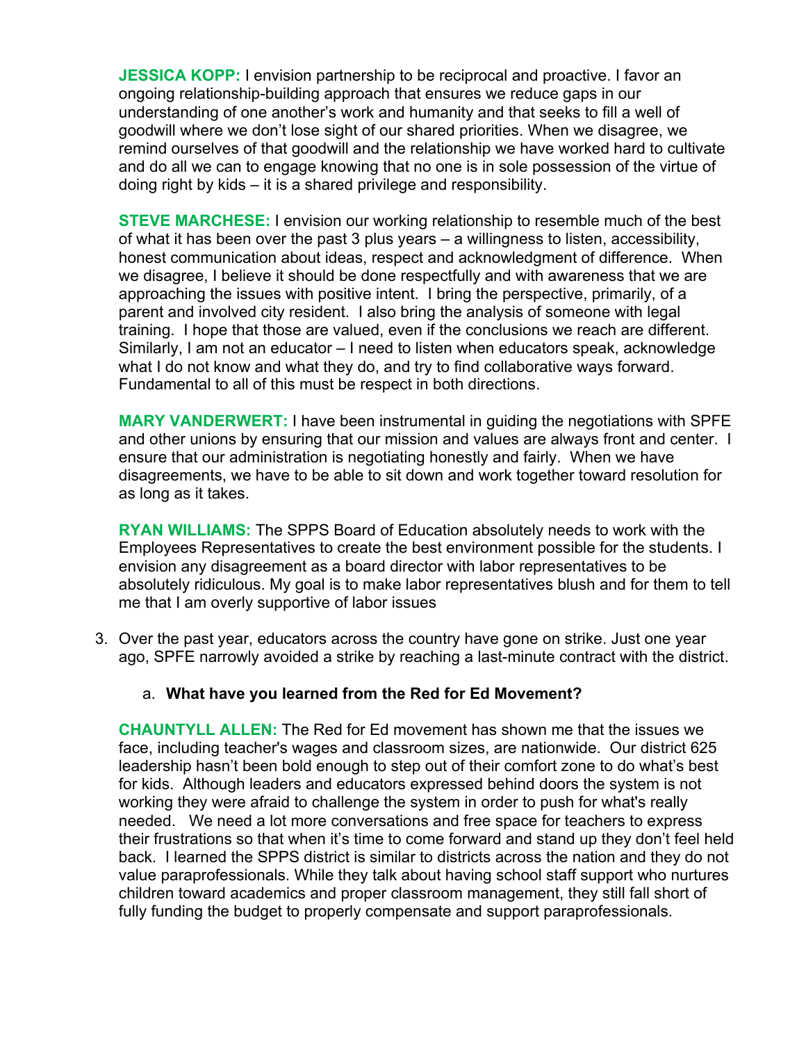**JESSICA KOPP:** I envision partnership to be reciprocal and proactive. I favor an ongoing relationship-building approach that ensures we reduce gaps in our understanding of one another's work and humanity and that seeks to fill a well of goodwill where we don't lose sight of our shared priorities. When we disagree, we remind ourselves of that goodwill and the relationship we have worked hard to cultivate and do all we can to engage knowing that no one is in sole possession of the virtue of doing right by kids – it is a shared privilege and responsibility.

**STEVE MARCHESE:** I envision our working relationship to resemble much of the best of what it has been over the past 3 plus years – a willingness to listen, accessibility, honest communication about ideas, respect and acknowledgment of difference. When we disagree, I believe it should be done respectfully and with awareness that we are approaching the issues with positive intent. I bring the perspective, primarily, of a parent and involved city resident. I also bring the analysis of someone with legal training. I hope that those are valued, even if the conclusions we reach are different. Similarly, I am not an educator – I need to listen when educators speak, acknowledge what I do not know and what they do, and try to find collaborative ways forward. Fundamental to all of this must be respect in both directions.

**MARY VANDERWERT:** I have been instrumental in guiding the negotiations with SPFE and other unions by ensuring that our mission and values are always front and center. I ensure that our administration is negotiating honestly and fairly. When we have disagreements, we have to be able to sit down and work together toward resolution for as long as it takes.

**RYAN WILLIAMS:** The SPPS Board of Education absolutely needs to work with the Employees Representatives to create the best environment possible for the students. I envision any disagreement as a board director with labor representatives to be absolutely ridiculous. My goal is to make labor representatives blush and for them to tell me that I am overly supportive of labor issues

3. Over the past year, educators across the country have gone on strike. Just one year ago, SPFE narrowly avoided a strike by reaching a last-minute contract with the district.

    a. **What have you learned from the Red for Ed Movement?**

**CHAUNTYLL ALLEN:** The Red for Ed movement has shown me that the issues we face, including teacher's wages and classroom sizes, are nationwide. Our district 625 leadership hasn't been bold enough to step out of their comfort zone to do what's best for kids. Although leaders and educators expressed behind doors the system is not working they were afraid to challenge the system in order to push for what's really needed. We need a lot more conversations and free space for teachers to express their frustrations so that when it's time to come forward and stand up they don't feel held back. I learned the SPPS district is similar to districts across the nation and they do not value paraprofessionals. While they talk about having school staff support who nurtures children toward academics and proper classroom management, they still fall short of fully funding the budget to properly compensate and support paraprofessionals.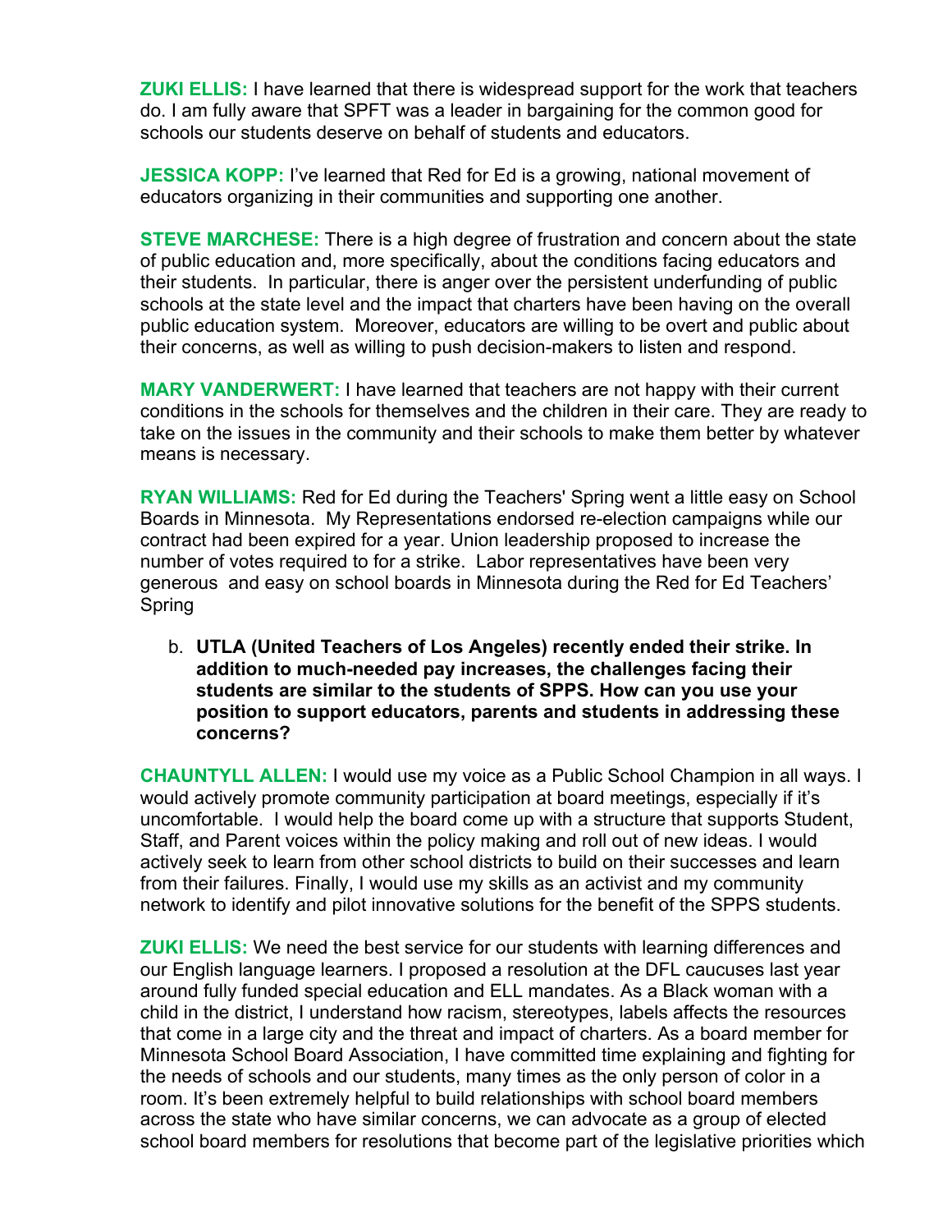**ZUKI ELLIS:** I have learned that there is widespread support for the work that teachers do. I am fully aware that SPFT was a leader in bargaining for the common good for schools our students deserve on behalf of students and educators.

**JESSICA KOPP:** I've learned that Red for Ed is a growing, national movement of educators organizing in their communities and supporting one another.

**STEVE MARCHESE:** There is a high degree of frustration and concern about the state of public education and, more specifically, about the conditions facing educators and their students. In particular, there is anger over the persistent underfunding of public schools at the state level and the impact that charters have been having on the overall public education system. Moreover, educators are willing to be overt and public about their concerns, as well as willing to push decision-makers to listen and respond.

**MARY VANDERWERT:** I have learned that teachers are not happy with their current conditions in the schools for themselves and the children in their care. They are ready to take on the issues in the community and their schools to make them better by whatever means is necessary.

**RYAN WILLIAMS:** Red for Ed during the Teachers' Spring went a little easy on School Boards in Minnesota. My Representations endorsed re-election campaigns while our contract had been expired for a year. Union leadership proposed to increase the number of votes required to for a strike. Labor representatives have been very generous and easy on school boards in Minnesota during the Red for Ed Teachers' Spring

b. **UTLA (United Teachers of Los Angeles) recently ended their strike. In addition to much-needed pay increases, the challenges facing their students are similar to the students of SPPS. How can you use your position to support educators, parents and students in addressing these concerns?**

**CHAUNTYLL ALLEN:** I would use my voice as a Public School Champion in all ways. I would actively promote community participation at board meetings, especially if it's uncomfortable. I would help the board come up with a structure that supports Student, Staff, and Parent voices within the policy making and roll out of new ideas. I would actively seek to learn from other school districts to build on their successes and learn from their failures. Finally, I would use my skills as an activist and my community network to identify and pilot innovative solutions for the benefit of the SPPS students.

**ZUKI ELLIS:** We need the best service for our students with learning differences and our English language learners. I proposed a resolution at the DFL caucuses last year around fully funded special education and ELL mandates. As a Black woman with a child in the district, I understand how racism, stereotypes, labels affects the resources that come in a large city and the threat and impact of charters. As a board member for Minnesota School Board Association, I have committed time explaining and fighting for the needs of schools and our students, many times as the only person of color in a room. It's been extremely helpful to build relationships with school board members across the state who have similar concerns, we can advocate as a group of elected school board members for resolutions that become part of the legislative priorities which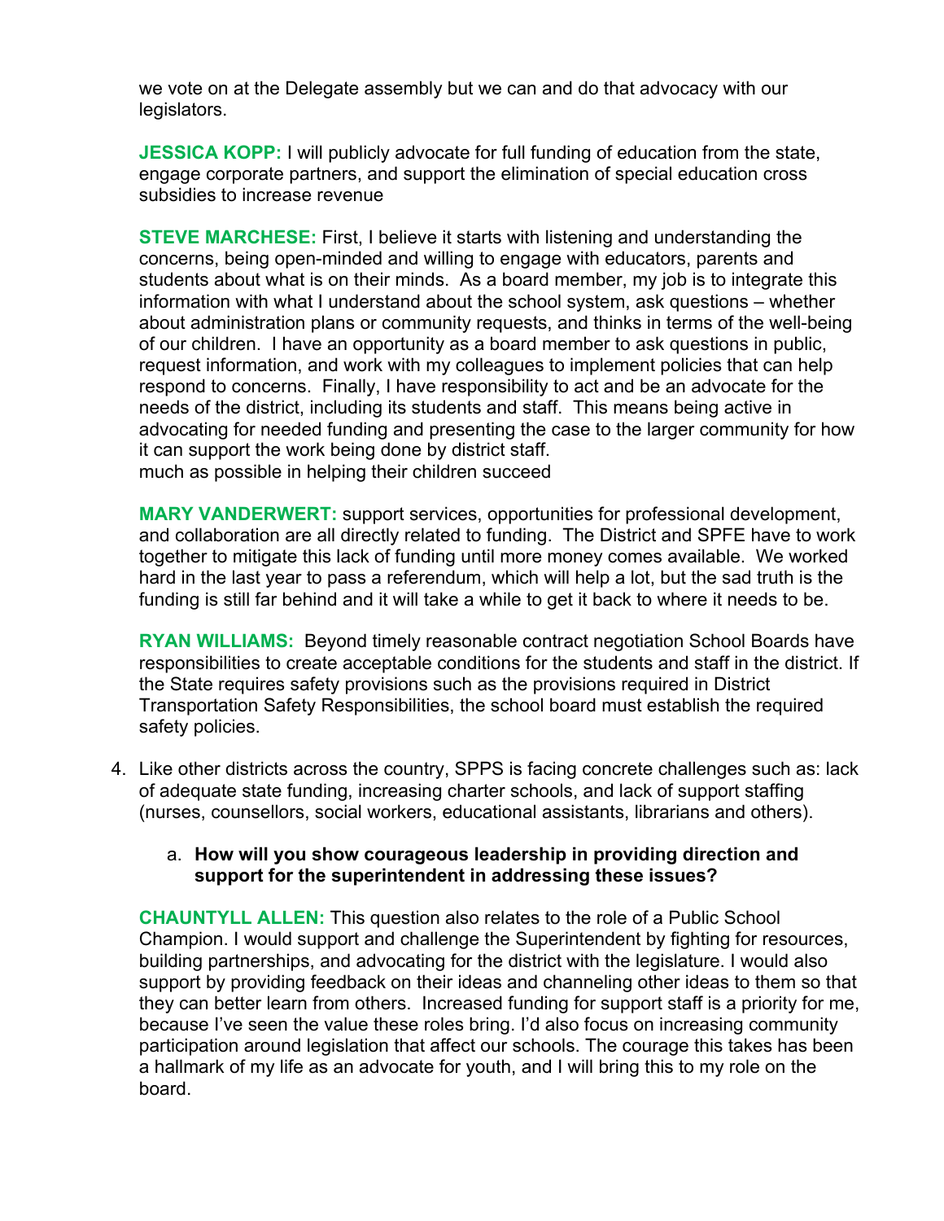we vote on at the Delegate assembly but we can and do that advocacy with our legislators.

**JESSICA KOPP:** I will publicly advocate for full funding of education from the state, engage corporate partners, and support the elimination of special education cross subsidies to increase revenue

**STEVE MARCHESE:** First, I believe it starts with listening and understanding the concerns, being open-minded and willing to engage with educators, parents and students about what is on their minds. As a board member, my job is to integrate this information with what I understand about the school system, ask questions – whether about administration plans or community requests, and thinks in terms of the well-being of our children. I have an opportunity as a board member to ask questions in public, request information, and work with my colleagues to implement policies that can help respond to concerns. Finally, I have responsibility to act and be an advocate for the needs of the district, including its students and staff. This means being active in advocating for needed funding and presenting the case to the larger community for how it can support the work being done by district staff.
much as possible in helping their children succeed

**MARY VANDERWERT:** support services, opportunities for professional development, and collaboration are all directly related to funding. The District and SPFE have to work together to mitigate this lack of funding until more money comes available. We worked hard in the last year to pass a referendum, which will help a lot, but the sad truth is the funding is still far behind and it will take a while to get it back to where it needs to be.

**RYAN WILLIAMS:** Beyond timely reasonable contract negotiation School Boards have responsibilities to create acceptable conditions for the students and staff in the district. If the State requires safety provisions such as the provisions required in District Transportation Safety Responsibilities, the school board must establish the required safety policies.

4. Like other districts across the country, SPPS is facing concrete challenges such as: lack of adequate state funding, increasing charter schools, and lack of support staffing (nurses, counsellors, social workers, educational assistants, librarians and others).

   a. **How will you show courageous leadership in providing direction and support for the superintendent in addressing these issues?**

**CHAUNTYLL ALLEN:** This question also relates to the role of a Public School Champion. I would support and challenge the Superintendent by fighting for resources, building partnerships, and advocating for the district with the legislature. I would also support by providing feedback on their ideas and channeling other ideas to them so that they can better learn from others. Increased funding for support staff is a priority for me, because I've seen the value these roles bring. I'd also focus on increasing community participation around legislation that affect our schools. The courage this takes has been a hallmark of my life as an advocate for youth, and I will bring this to my role on the board.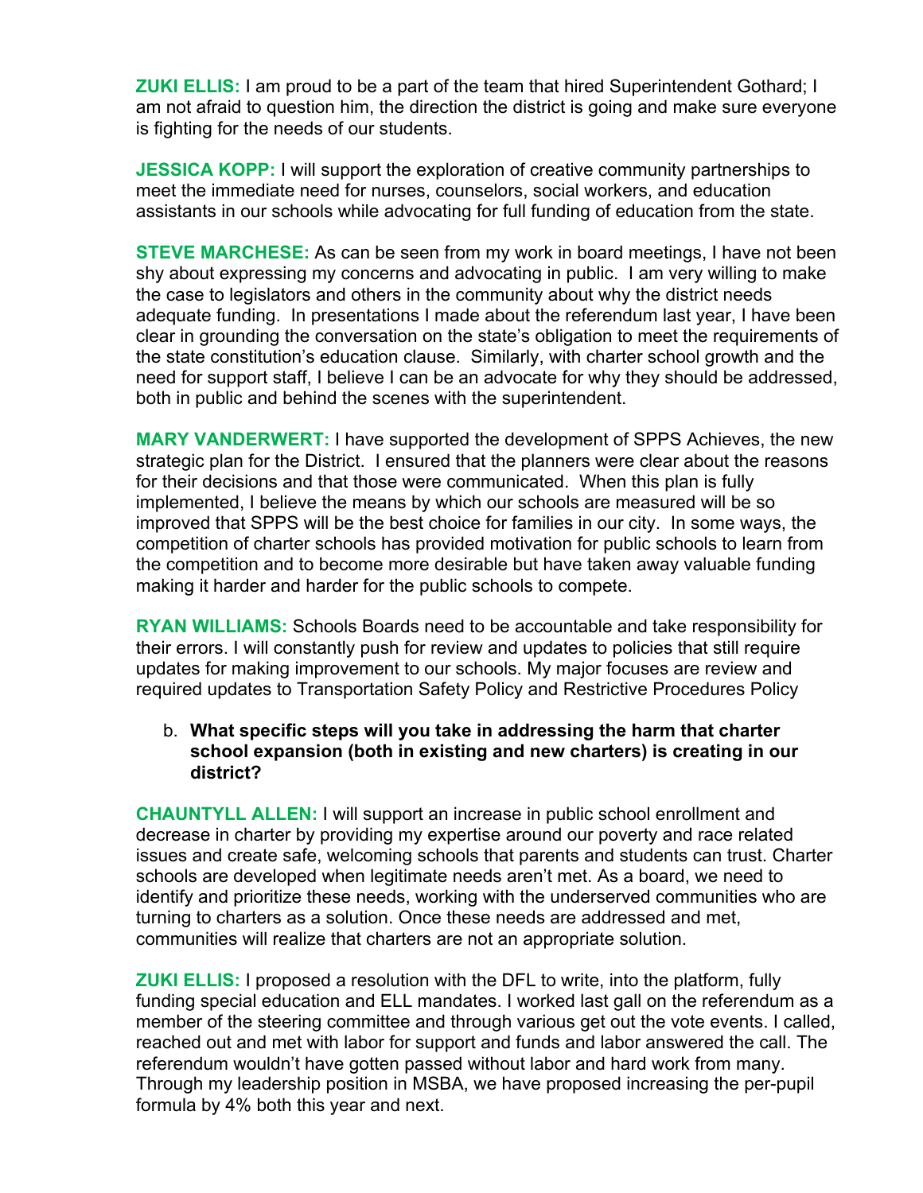**ZUKI ELLIS:** I am proud to be a part of the team that hired Superintendent Gothard; I am not afraid to question him, the direction the district is going and make sure everyone is fighting for the needs of our students.

**JESSICA KOPP:** I will support the exploration of creative community partnerships to meet the immediate need for nurses, counselors, social workers, and education assistants in our schools while advocating for full funding of education from the state.

**STEVE MARCHESE:** As can be seen from my work in board meetings, I have not been shy about expressing my concerns and advocating in public. I am very willing to make the case to legislators and others in the community about why the district needs adequate funding. In presentations I made about the referendum last year, I have been clear in grounding the conversation on the state's obligation to meet the requirements of the state constitution's education clause. Similarly, with charter school growth and the need for support staff, I believe I can be an advocate for why they should be addressed, both in public and behind the scenes with the superintendent.

**MARY VANDERWERT:** I have supported the development of SPPS Achieves, the new strategic plan for the District. I ensured that the planners were clear about the reasons for their decisions and that those were communicated. When this plan is fully implemented, I believe the means by which our schools are measured will be so improved that SPPS will be the best choice for families in our city. In some ways, the competition of charter schools has provided motivation for public schools to learn from the competition and to become more desirable but have taken away valuable funding making it harder and harder for the public schools to compete.

**RYAN WILLIAMS:** Schools Boards need to be accountable and take responsibility for their errors. I will constantly push for review and updates to policies that still require updates for making improvement to our schools. My major focuses are review and required updates to Transportation Safety Policy and Restrictive Procedures Policy

b. **What specific steps will you take in addressing the harm that charter school expansion (both in existing and new charters) is creating in our district?**

**CHAUNTYLL ALLEN:** I will support an increase in public school enrollment and decrease in charter by providing my expertise around our poverty and race related issues and create safe, welcoming schools that parents and students can trust. Charter schools are developed when legitimate needs aren't met. As a board, we need to identify and prioritize these needs, working with the underserved communities who are turning to charters as a solution. Once these needs are addressed and met, communities will realize that charters are not an appropriate solution.

**ZUKI ELLIS:** I proposed a resolution with the DFL to write, into the platform, fully funding special education and ELL mandates. I worked last gall on the referendum as a member of the steering committee and through various get out the vote events. I called, reached out and met with labor for support and funds and labor answered the call. The referendum wouldn't have gotten passed without labor and hard work from many. Through my leadership position in MSBA, we have proposed increasing the per-pupil formula by 4% both this year and next.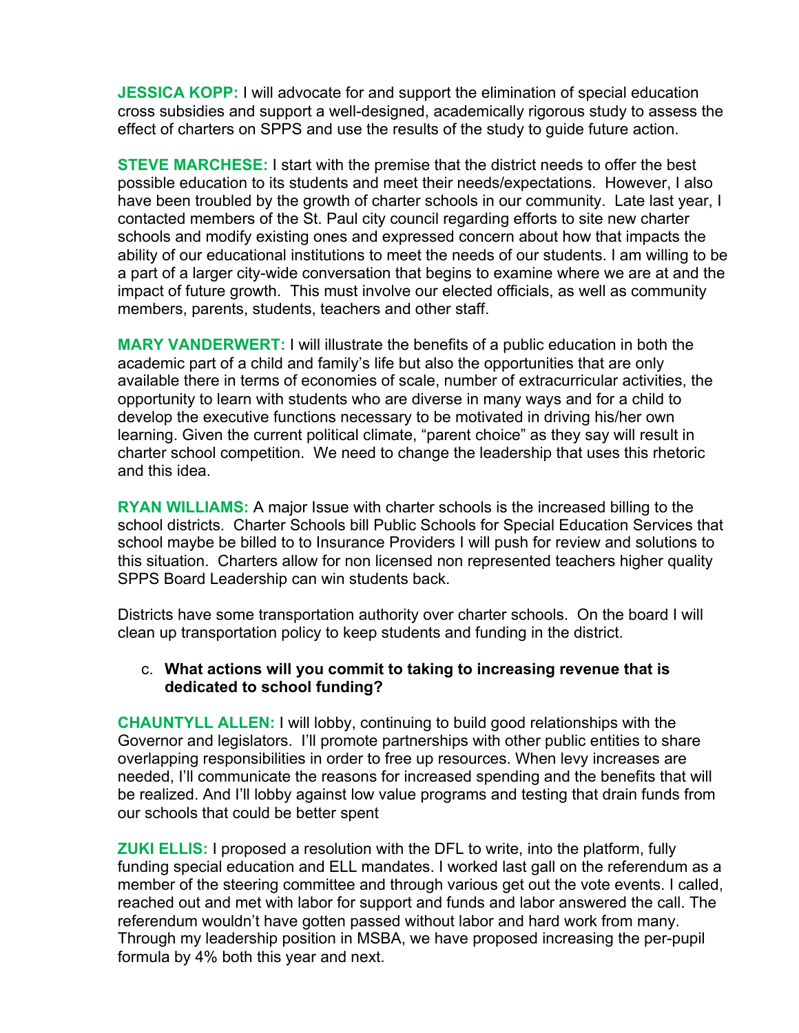**JESSICA KOPP:** I will advocate for and support the elimination of special education cross subsidies and support a well-designed, academically rigorous study to assess the effect of charters on SPPS and use the results of the study to guide future action.

**STEVE MARCHESE:** I start with the premise that the district needs to offer the best possible education to its students and meet their needs/expectations. However, I also have been troubled by the growth of charter schools in our community. Late last year, I contacted members of the St. Paul city council regarding efforts to site new charter schools and modify existing ones and expressed concern about how that impacts the ability of our educational institutions to meet the needs of our students. I am willing to be a part of a larger city-wide conversation that begins to examine where we are at and the impact of future growth. This must involve our elected officials, as well as community members, parents, students, teachers and other staff.

**MARY VANDERWERT:** I will illustrate the benefits of a public education in both the academic part of a child and family's life but also the opportunities that are only available there in terms of economies of scale, number of extracurricular activities, the opportunity to learn with students who are diverse in many ways and for a child to develop the executive functions necessary to be motivated in driving his/her own learning. Given the current political climate, "parent choice" as they say will result in charter school competition. We need to change the leadership that uses this rhetoric and this idea.

**RYAN WILLIAMS:** A major Issue with charter schools is the increased billing to the school districts. Charter Schools bill Public Schools for Special Education Services that school maybe be billed to to Insurance Providers I will push for review and solutions to this situation. Charters allow for non licensed non represented teachers higher quality SPPS Board Leadership can win students back.

Districts have some transportation authority over charter schools. On the board I will clean up transportation policy to keep students and funding in the district.

c. **What actions will you commit to taking to increasing revenue that is dedicated to school funding?**

**CHAUNTYLL ALLEN:** I will lobby, continuing to build good relationships with the Governor and legislators. I'll promote partnerships with other public entities to share overlapping responsibilities in order to free up resources. When levy increases are needed, I'll communicate the reasons for increased spending and the benefits that will be realized. And I'll lobby against low value programs and testing that drain funds from our schools that could be better spent

**ZUKI ELLIS:** I proposed a resolution with the DFL to write, into the platform, fully funding special education and ELL mandates. I worked last gall on the referendum as a member of the steering committee and through various get out the vote events. I called, reached out and met with labor for support and funds and labor answered the call. The referendum wouldn't have gotten passed without labor and hard work from many. Through my leadership position in MSBA, we have proposed increasing the per-pupil formula by 4% both this year and next.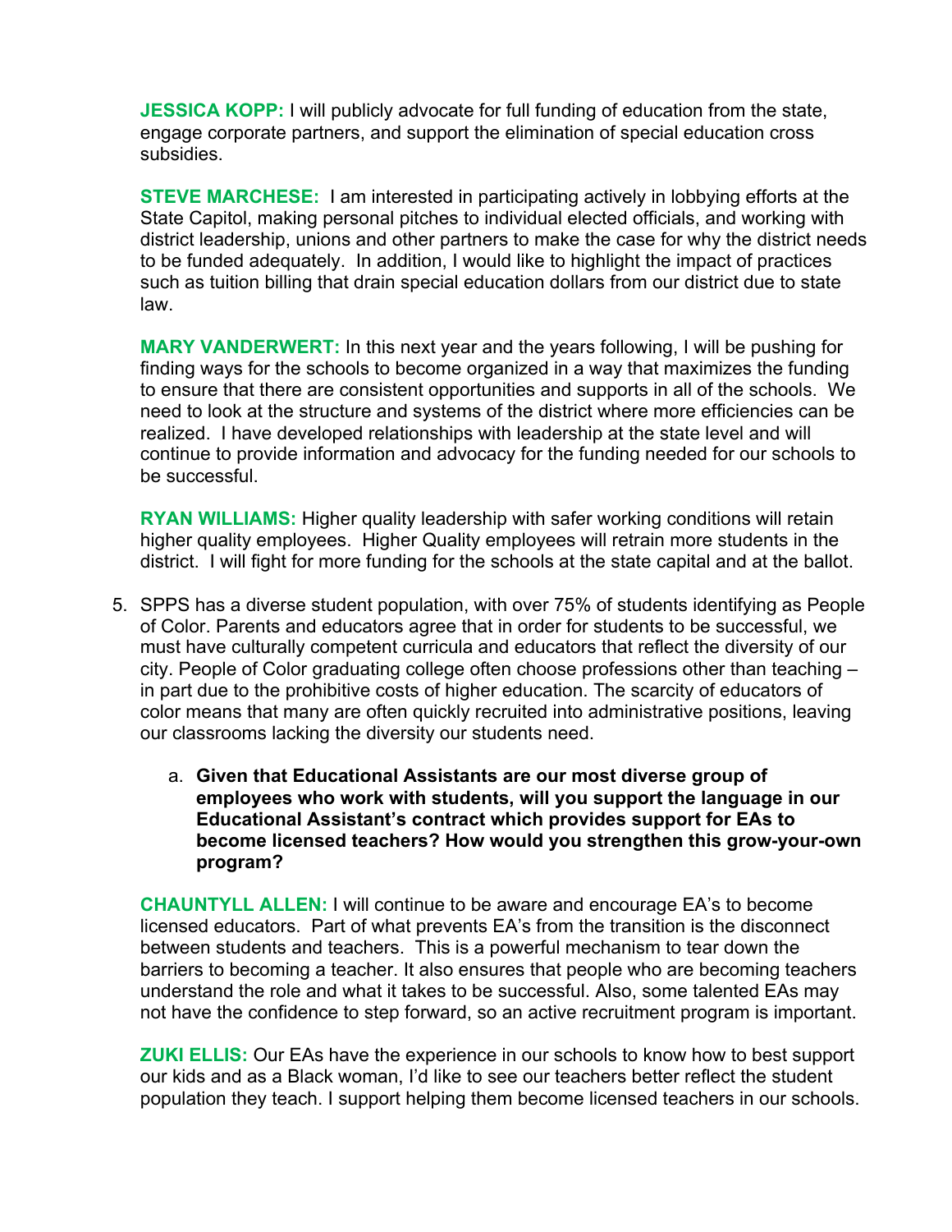**JESSICA KOPP:** I will publicly advocate for full funding of education from the state, engage corporate partners, and support the elimination of special education cross subsidies.

**STEVE MARCHESE:** I am interested in participating actively in lobbying efforts at the State Capitol, making personal pitches to individual elected officials, and working with district leadership, unions and other partners to make the case for why the district needs to be funded adequately. In addition, I would like to highlight the impact of practices such as tuition billing that drain special education dollars from our district due to state law.

**MARY VANDERWERT:** In this next year and the years following, I will be pushing for finding ways for the schools to become organized in a way that maximizes the funding to ensure that there are consistent opportunities and supports in all of the schools. We need to look at the structure and systems of the district where more efficiencies can be realized. I have developed relationships with leadership at the state level and will continue to provide information and advocacy for the funding needed for our schools to be successful.

**RYAN WILLIAMS:** Higher quality leadership with safer working conditions will retain higher quality employees. Higher Quality employees will retrain more students in the district. I will fight for more funding for the schools at the state capital and at the ballot.

5. SPPS has a diverse student population, with over 75% of students identifying as People of Color. Parents and educators agree that in order for students to be successful, we must have culturally competent curricula and educators that reflect the diversity of our city. People of Color graduating college often choose professions other than teaching – in part due to the prohibitive costs of higher education. The scarcity of educators of color means that many are often quickly recruited into administrative positions, leaving our classrooms lacking the diversity our students need.

    a. **Given that Educational Assistants are our most diverse group of employees who work with students, will you support the language in our Educational Assistant's contract which provides support for EAs to become licensed teachers? How would you strengthen this grow-your-own program?**

**CHAUNTYLL ALLEN:** I will continue to be aware and encourage EA's to become licensed educators. Part of what prevents EA's from the transition is the disconnect between students and teachers. This is a powerful mechanism to tear down the barriers to becoming a teacher. It also ensures that people who are becoming teachers understand the role and what it takes to be successful. Also, some talented EAs may not have the confidence to step forward, so an active recruitment program is important.

**ZUKI ELLIS:** Our EAs have the experience in our schools to know how to best support our kids and as a Black woman, I'd like to see our teachers better reflect the student population they teach. I support helping them become licensed teachers in our schools.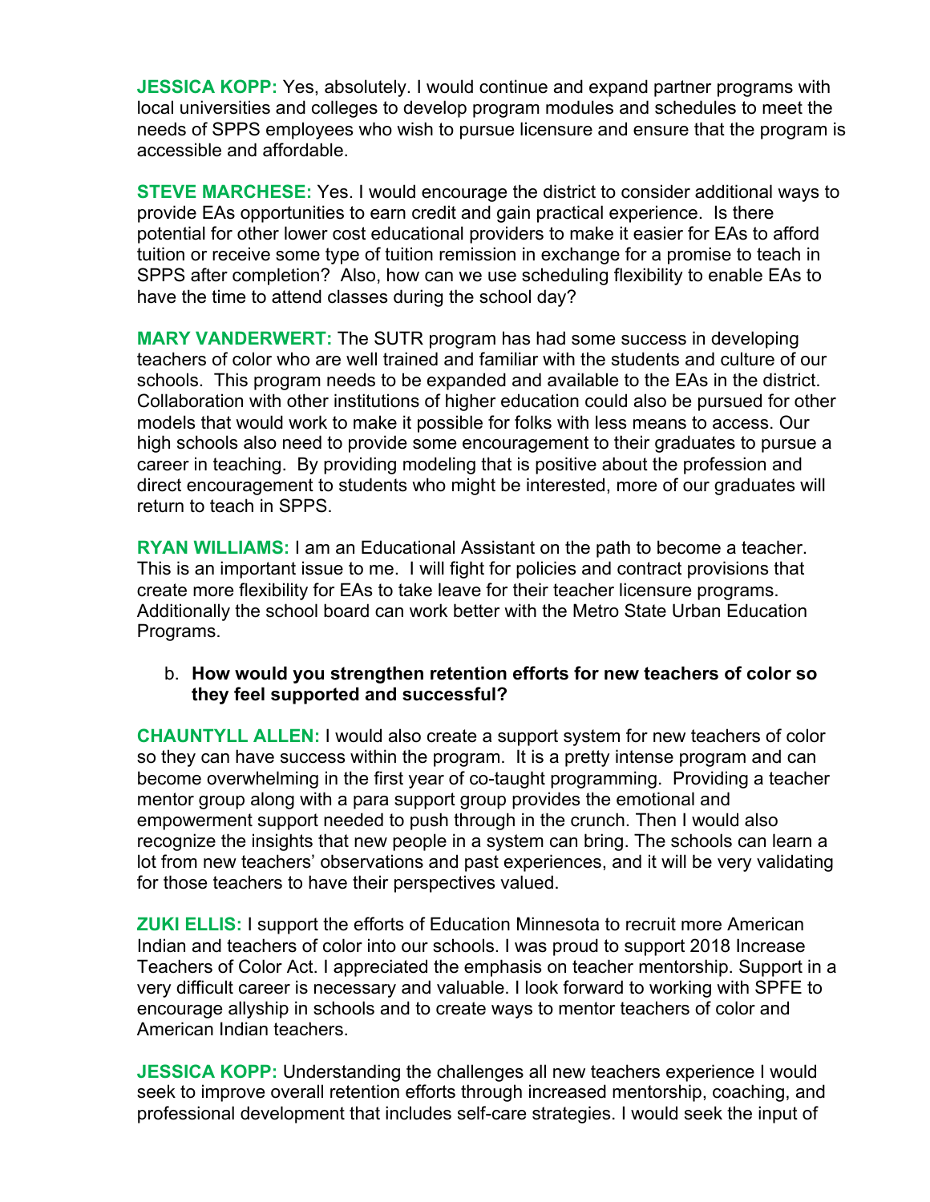**JESSICA KOPP:** Yes, absolutely. I would continue and expand partner programs with local universities and colleges to develop program modules and schedules to meet the needs of SPPS employees who wish to pursue licensure and ensure that the program is accessible and affordable.

**STEVE MARCHESE:** Yes. I would encourage the district to consider additional ways to provide EAs opportunities to earn credit and gain practical experience. Is there potential for other lower cost educational providers to make it easier for EAs to afford tuition or receive some type of tuition remission in exchange for a promise to teach in SPPS after completion? Also, how can we use scheduling flexibility to enable EAs to have the time to attend classes during the school day?

**MARY VANDERWERT:** The SUTR program has had some success in developing teachers of color who are well trained and familiar with the students and culture of our schools. This program needs to be expanded and available to the EAs in the district. Collaboration with other institutions of higher education could also be pursued for other models that would work to make it possible for folks with less means to access. Our high schools also need to provide some encouragement to their graduates to pursue a career in teaching. By providing modeling that is positive about the profession and direct encouragement to students who might be interested, more of our graduates will return to teach in SPPS.

**RYAN WILLIAMS:** I am an Educational Assistant on the path to become a teacher. This is an important issue to me. I will fight for policies and contract provisions that create more flexibility for EAs to take leave for their teacher licensure programs. Additionally the school board can work better with the Metro State Urban Education Programs.

b. **How would you strengthen retention efforts for new teachers of color so they feel supported and successful?**

**CHAUNTYLL ALLEN:** I would also create a support system for new teachers of color so they can have success within the program. It is a pretty intense program and can become overwhelming in the first year of co-taught programming. Providing a teacher mentor group along with a para support group provides the emotional and empowerment support needed to push through in the crunch. Then I would also recognize the insights that new people in a system can bring. The schools can learn a lot from new teachers' observations and past experiences, and it will be very validating for those teachers to have their perspectives valued.

**ZUKI ELLIS:** I support the efforts of Education Minnesota to recruit more American Indian and teachers of color into our schools. I was proud to support 2018 Increase Teachers of Color Act. I appreciated the emphasis on teacher mentorship. Support in a very difficult career is necessary and valuable. I look forward to working with SPFE to encourage allyship in schools and to create ways to mentor teachers of color and American Indian teachers.

**JESSICA KOPP:** Understanding the challenges all new teachers experience I would seek to improve overall retention efforts through increased mentorship, coaching, and professional development that includes self-care strategies. I would seek the input of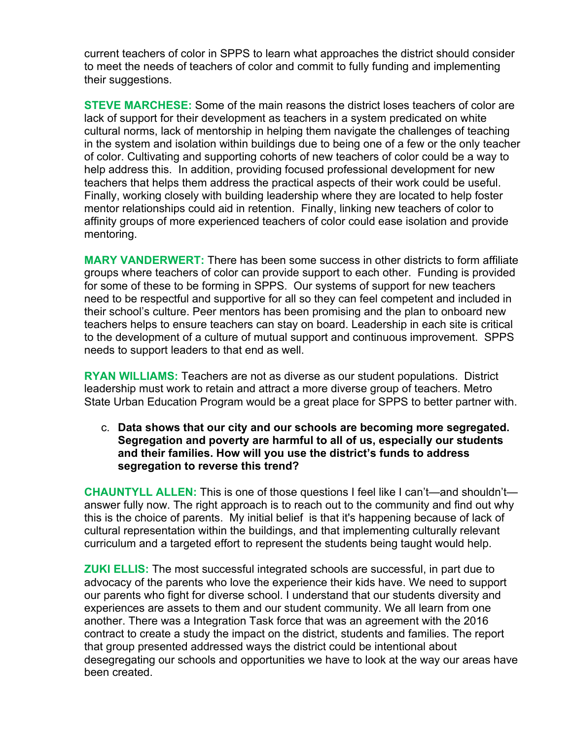current teachers of color in SPPS to learn what approaches the district should consider to meet the needs of teachers of color and commit to fully funding and implementing their suggestions.

**STEVE MARCHESE:** Some of the main reasons the district loses teachers of color are lack of support for their development as teachers in a system predicated on white cultural norms, lack of mentorship in helping them navigate the challenges of teaching in the system and isolation within buildings due to being one of a few or the only teacher of color. Cultivating and supporting cohorts of new teachers of color could be a way to help address this. In addition, providing focused professional development for new teachers that helps them address the practical aspects of their work could be useful. Finally, working closely with building leadership where they are located to help foster mentor relationships could aid in retention. Finally, linking new teachers of color to affinity groups of more experienced teachers of color could ease isolation and provide mentoring.

**MARY VANDERWERT:** There has been some success in other districts to form affiliate groups where teachers of color can provide support to each other. Funding is provided for some of these to be forming in SPPS. Our systems of support for new teachers need to be respectful and supportive for all so they can feel competent and included in their school's culture. Peer mentors has been promising and the plan to onboard new teachers helps to ensure teachers can stay on board. Leadership in each site is critical to the development of a culture of mutual support and continuous improvement. SPPS needs to support leaders to that end as well.

**RYAN WILLIAMS:** Teachers are not as diverse as our student populations. District leadership must work to retain and attract a more diverse group of teachers. Metro State Urban Education Program would be a great place for SPPS to better partner with.

c. **Data shows that our city and our schools are becoming more segregated. Segregation and poverty are harmful to all of us, especially our students and their families. How will you use the district's funds to address segregation to reverse this trend?**

**CHAUNTYLL ALLEN:** This is one of those questions I feel like I can't—and shouldn't—answer fully now. The right approach is to reach out to the community and find out why this is the choice of parents. My initial belief is that it's happening because of lack of cultural representation within the buildings, and that implementing culturally relevant curriculum and a targeted effort to represent the students being taught would help.

**ZUKI ELLIS:** The most successful integrated schools are successful, in part due to advocacy of the parents who love the experience their kids have. We need to support our parents who fight for diverse school. I understand that our students diversity and experiences are assets to them and our student community. We all learn from one another. There was a Integration Task force that was an agreement with the 2016 contract to create a study the impact on the district, students and families. The report that group presented addressed ways the district could be intentional about desegregating our schools and opportunities we have to look at the way our areas have been created.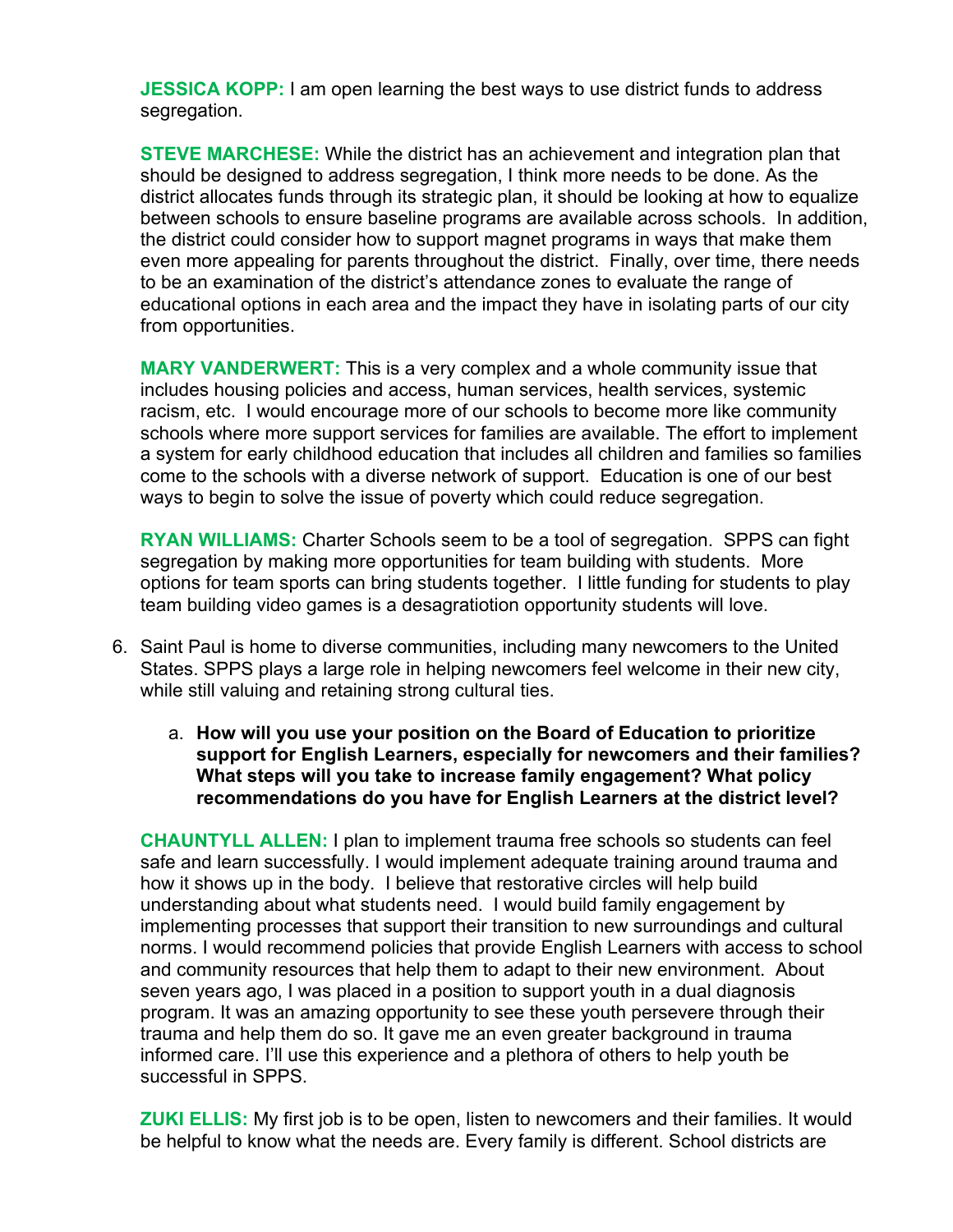**JESSICA KOPP:** I am open learning the best ways to use district funds to address segregation.

**STEVE MARCHESE:** While the district has an achievement and integration plan that should be designed to address segregation, I think more needs to be done. As the district allocates funds through its strategic plan, it should be looking at how to equalize between schools to ensure baseline programs are available across schools. In addition, the district could consider how to support magnet programs in ways that make them even more appealing for parents throughout the district. Finally, over time, there needs to be an examination of the district's attendance zones to evaluate the range of educational options in each area and the impact they have in isolating parts of our city from opportunities.

**MARY VANDERWERT:** This is a very complex and a whole community issue that includes housing policies and access, human services, health services, systemic racism, etc. I would encourage more of our schools to become more like community schools where more support services for families are available. The effort to implement a system for early childhood education that includes all children and families so families come to the schools with a diverse network of support. Education is one of our best ways to begin to solve the issue of poverty which could reduce segregation.

**RYAN WILLIAMS:** Charter Schools seem to be a tool of segregation. SPPS can fight segregation by making more opportunities for team building with students. More options for team sports can bring students together. I little funding for students to play team building video games is a desagratiotion opportunity students will love.

6. Saint Paul is home to diverse communities, including many newcomers to the United States. SPPS plays a large role in helping newcomers feel welcome in their new city, while still valuing and retaining strong cultural ties.

    a. **How will you use your position on the Board of Education to prioritize support for English Learners, especially for newcomers and their families? What steps will you take to increase family engagement? What policy recommendations do you have for English Learners at the district level?**

**CHAUNTYLL ALLEN:** I plan to implement trauma free schools so students can feel safe and learn successfully. I would implement adequate training around trauma and how it shows up in the body. I believe that restorative circles will help build understanding about what students need. I would build family engagement by implementing processes that support their transition to new surroundings and cultural norms. I would recommend policies that provide English Learners with access to school and community resources that help them to adapt to their new environment. About seven years ago, I was placed in a position to support youth in a dual diagnosis program. It was an amazing opportunity to see these youth persevere through their trauma and help them do so. It gave me an even greater background in trauma informed care. I'll use this experience and a plethora of others to help youth be successful in SPPS.

**ZUKI ELLIS:** My first job is to be open, listen to newcomers and their families. It would be helpful to know what the needs are. Every family is different. School districts are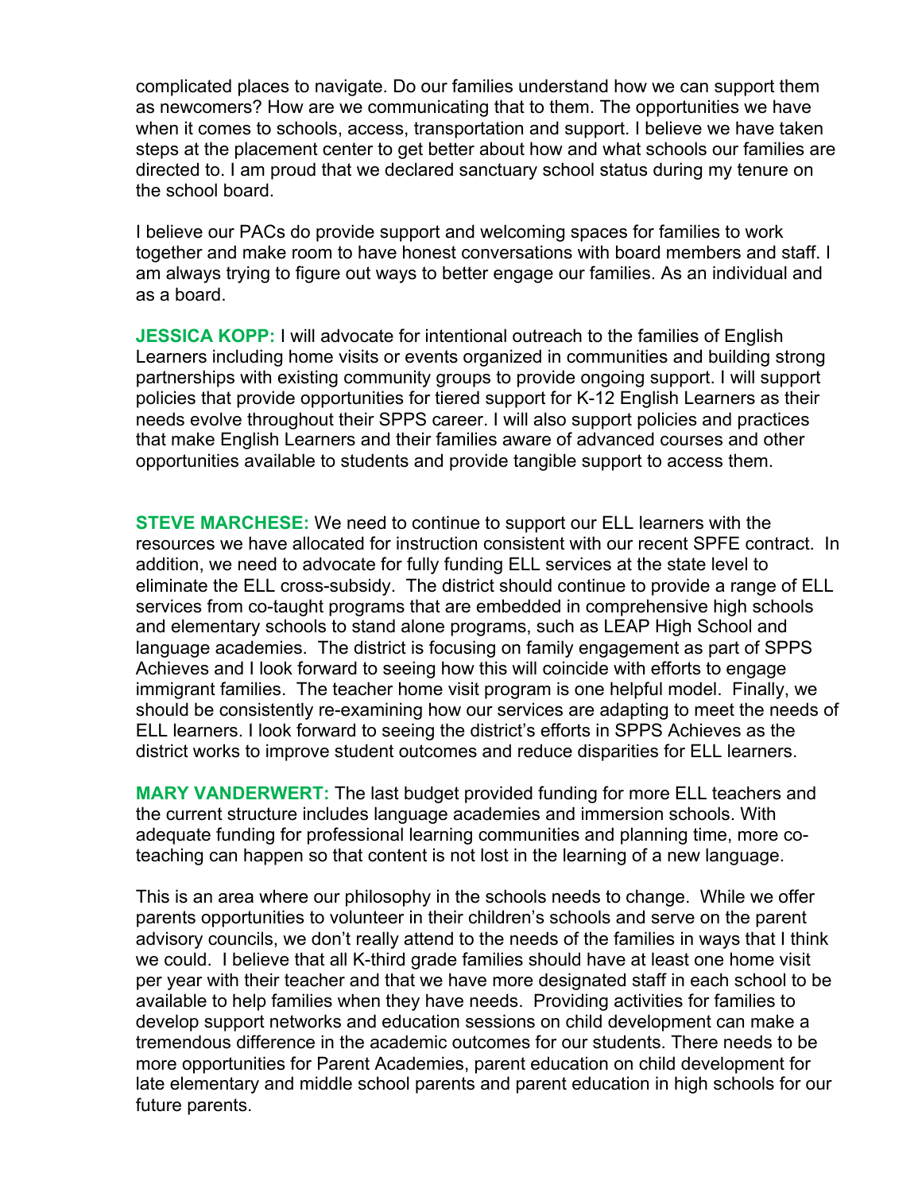complicated places to navigate. Do our families understand how we can support them as newcomers? How are we communicating that to them. The opportunities we have when it comes to schools, access, transportation and support. I believe we have taken steps at the placement center to get better about how and what schools our families are directed to. I am proud that we declared sanctuary school status during my tenure on the school board.

I believe our PACs do provide support and welcoming spaces for families to work together and make room to have honest conversations with board members and staff. I am always trying to figure out ways to better engage our families. As an individual and as a board.

**JESSICA KOPP:** I will advocate for intentional outreach to the families of English Learners including home visits or events organized in communities and building strong partnerships with existing community groups to provide ongoing support. I will support policies that provide opportunities for tiered support for K-12 English Learners as their needs evolve throughout their SPPS career. I will also support policies and practices that make English Learners and their families aware of advanced courses and other opportunities available to students and provide tangible support to access them.

**STEVE MARCHESE:** We need to continue to support our ELL learners with the resources we have allocated for instruction consistent with our recent SPFE contract. In addition, we need to advocate for fully funding ELL services at the state level to eliminate the ELL cross-subsidy. The district should continue to provide a range of ELL services from co-taught programs that are embedded in comprehensive high schools and elementary schools to stand alone programs, such as LEAP High School and language academies. The district is focusing on family engagement as part of SPPS Achieves and I look forward to seeing how this will coincide with efforts to engage immigrant families. The teacher home visit program is one helpful model. Finally, we should be consistently re-examining how our services are adapting to meet the needs of ELL learners. I look forward to seeing the district's efforts in SPPS Achieves as the district works to improve student outcomes and reduce disparities for ELL learners.

**MARY VANDERWERT:** The last budget provided funding for more ELL teachers and the current structure includes language academies and immersion schools. With adequate funding for professional learning communities and planning time, more co-teaching can happen so that content is not lost in the learning of a new language.

This is an area where our philosophy in the schools needs to change. While we offer parents opportunities to volunteer in their children's schools and serve on the parent advisory councils, we don't really attend to the needs of the families in ways that I think we could. I believe that all K-third grade families should have at least one home visit per year with their teacher and that we have more designated staff in each school to be available to help families when they have needs. Providing activities for families to develop support networks and education sessions on child development can make a tremendous difference in the academic outcomes for our students. There needs to be more opportunities for Parent Academies, parent education on child development for late elementary and middle school parents and parent education in high schools for our future parents.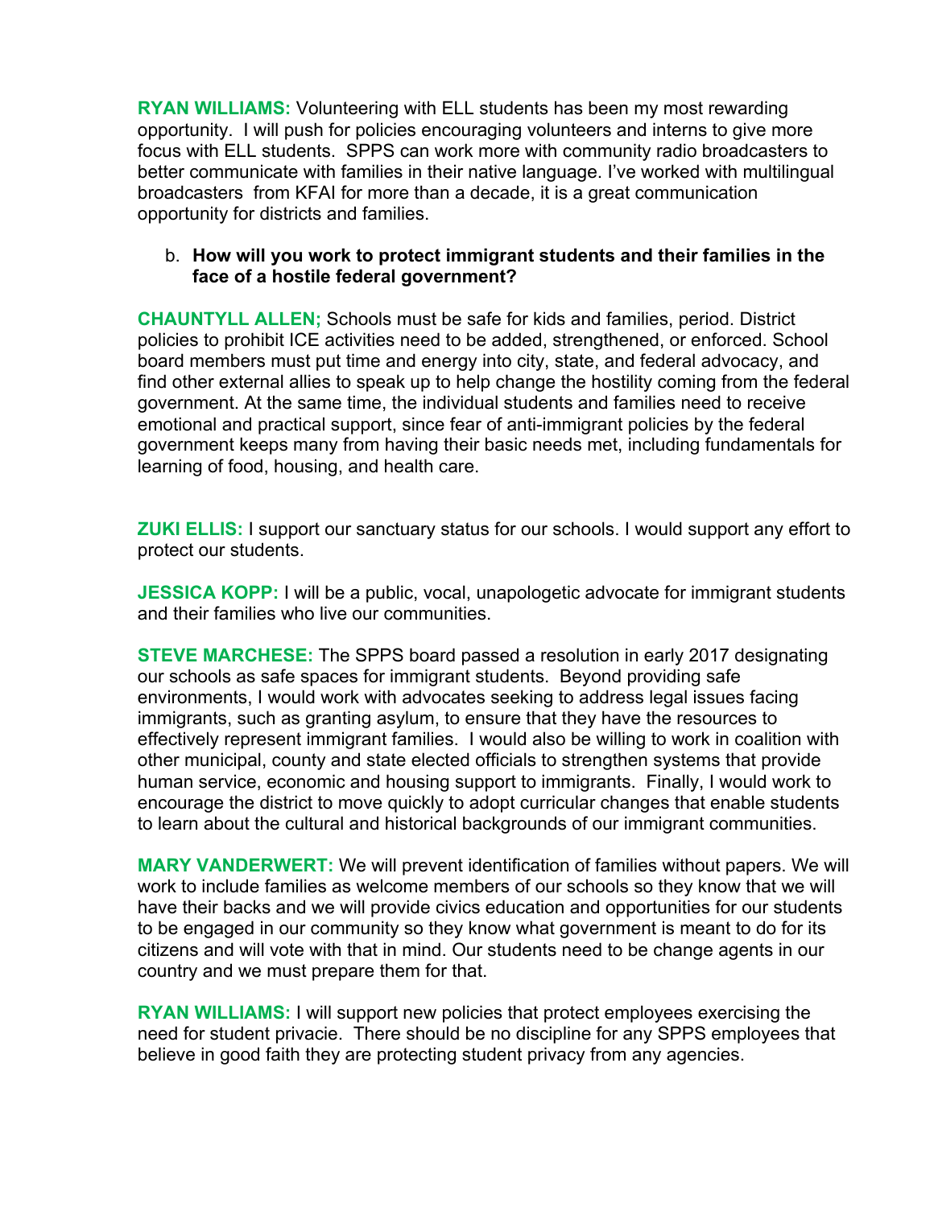**RYAN WILLIAMS:** Volunteering with ELL students has been my most rewarding opportunity. I will push for policies encouraging volunteers and interns to give more focus with ELL students. SPPS can work more with community radio broadcasters to better communicate with families in their native language. I've worked with multilingual broadcasters from KFAI for more than a decade, it is a great communication opportunity for districts and families.

b. **How will you work to protect immigrant students and their families in the face of a hostile federal government?**

**CHAUNTYLL ALLEN;** Schools must be safe for kids and families, period. District policies to prohibit ICE activities need to be added, strengthened, or enforced. School board members must put time and energy into city, state, and federal advocacy, and find other external allies to speak up to help change the hostility coming from the federal government. At the same time, the individual students and families need to receive emotional and practical support, since fear of anti-immigrant policies by the federal government keeps many from having their basic needs met, including fundamentals for learning of food, housing, and health care.

**ZUKI ELLIS:** I support our sanctuary status for our schools. I would support any effort to protect our students.

**JESSICA KOPP:** I will be a public, vocal, unapologetic advocate for immigrant students and their families who live our communities.

**STEVE MARCHESE:** The SPPS board passed a resolution in early 2017 designating our schools as safe spaces for immigrant students. Beyond providing safe environments, I would work with advocates seeking to address legal issues facing immigrants, such as granting asylum, to ensure that they have the resources to effectively represent immigrant families. I would also be willing to work in coalition with other municipal, county and state elected officials to strengthen systems that provide human service, economic and housing support to immigrants. Finally, I would work to encourage the district to move quickly to adopt curricular changes that enable students to learn about the cultural and historical backgrounds of our immigrant communities.

**MARY VANDERWERT:** We will prevent identification of families without papers. We will work to include families as welcome members of our schools so they know that we will have their backs and we will provide civics education and opportunities for our students to be engaged in our community so they know what government is meant to do for its citizens and will vote with that in mind. Our students need to be change agents in our country and we must prepare them for that.

**RYAN WILLIAMS:** I will support new policies that protect employees exercising the need for student privacie. There should be no discipline for any SPPS employees that believe in good faith they are protecting student privacy from any agencies.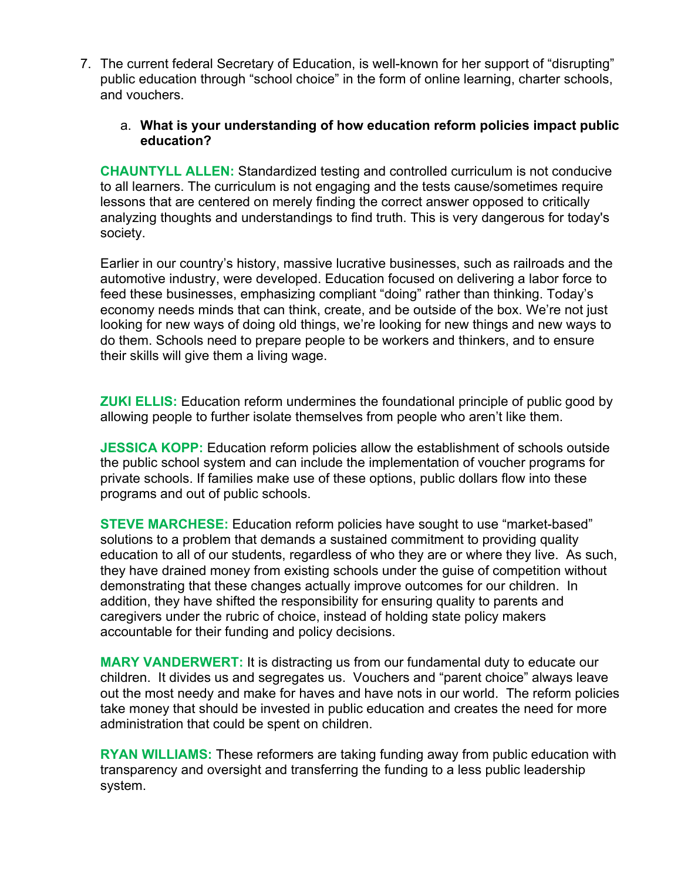7. The current federal Secretary of Education, is well-known for her support of "disrupting" public education through "school choice" in the form of online learning, charter schools, and vouchers.

   a. **What is your understanding of how education reform policies impact public education?**

**CHAUNTYLL ALLEN:** Standardized testing and controlled curriculum is not conducive to all learners. The curriculum is not engaging and the tests cause/sometimes require lessons that are centered on merely finding the correct answer opposed to critically analyzing thoughts and understandings to find truth. This is very dangerous for today's society.

Earlier in our country's history, massive lucrative businesses, such as railroads and the automotive industry, were developed. Education focused on delivering a labor force to feed these businesses, emphasizing compliant "doing" rather than thinking. Today's economy needs minds that can think, create, and be outside of the box. We're not just looking for new ways of doing old things, we're looking for new things and new ways to do them. Schools need to prepare people to be workers and thinkers, and to ensure their skills will give them a living wage.

**ZUKI ELLIS:** Education reform undermines the foundational principle of public good by allowing people to further isolate themselves from people who aren't like them.

**JESSICA KOPP:** Education reform policies allow the establishment of schools outside the public school system and can include the implementation of voucher programs for private schools. If families make use of these options, public dollars flow into these programs and out of public schools.

**STEVE MARCHESE:** Education reform policies have sought to use "market-based" solutions to a problem that demands a sustained commitment to providing quality education to all of our students, regardless of who they are or where they live. As such, they have drained money from existing schools under the guise of competition without demonstrating that these changes actually improve outcomes for our children. In addition, they have shifted the responsibility for ensuring quality to parents and caregivers under the rubric of choice, instead of holding state policy makers accountable for their funding and policy decisions.

**MARY VANDERWERT:** It is distracting us from our fundamental duty to educate our children. It divides us and segregates us. Vouchers and "parent choice" always leave out the most needy and make for haves and have nots in our world. The reform policies take money that should be invested in public education and creates the need for more administration that could be spent on children.

**RYAN WILLIAMS:** These reformers are taking funding away from public education with transparency and oversight and transferring the funding to a less public leadership system.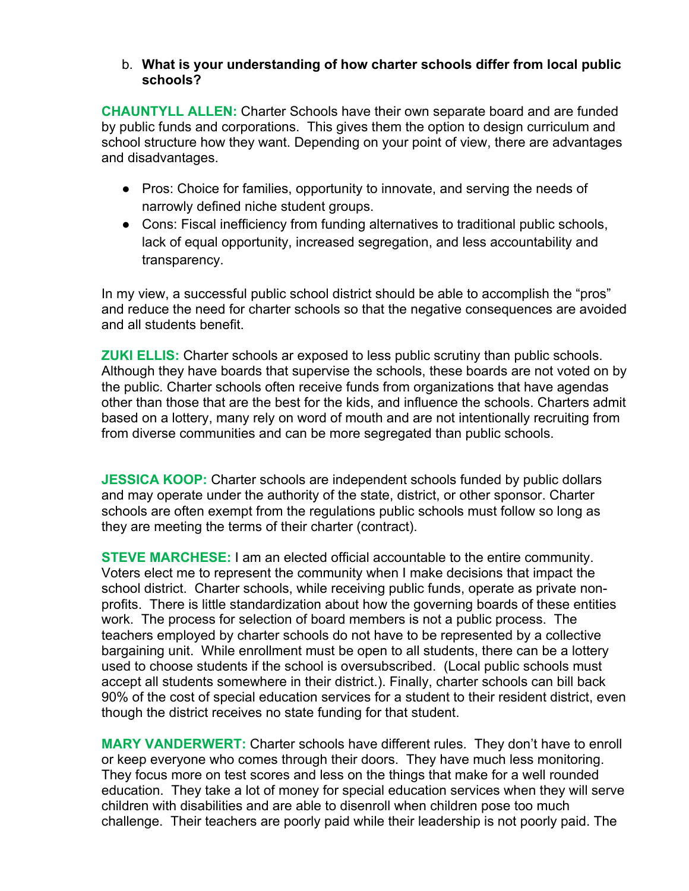b. **What is your understanding of how charter schools differ from local public schools?**

**CHAUNTYLL ALLEN:** Charter Schools have their own separate board and are funded by public funds and corporations. This gives them the option to design curriculum and school structure how they want. Depending on your point of view, there are advantages and disadvantages.

- Pros: Choice for families, opportunity to innovate, and serving the needs of narrowly defined niche student groups.
- Cons: Fiscal inefficiency from funding alternatives to traditional public schools, lack of equal opportunity, increased segregation, and less accountability and transparency.

In my view, a successful public school district should be able to accomplish the "pros" and reduce the need for charter schools so that the negative consequences are avoided and all students benefit.

**ZUKI ELLIS:** Charter schools ar exposed to less public scrutiny than public schools. Although they have boards that supervise the schools, these boards are not voted on by the public. Charter schools often receive funds from organizations that have agendas other than those that are the best for the kids, and influence the schools. Charters admit based on a lottery, many rely on word of mouth and are not intentionally recruiting from from diverse communities and can be more segregated than public schools.

**JESSICA KOOP:** Charter schools are independent schools funded by public dollars and may operate under the authority of the state, district, or other sponsor. Charter schools are often exempt from the regulations public schools must follow so long as they are meeting the terms of their charter (contract).

**STEVE MARCHESE:** I am an elected official accountable to the entire community. Voters elect me to represent the community when I make decisions that impact the school district. Charter schools, while receiving public funds, operate as private non-profits. There is little standardization about how the governing boards of these entities work. The process for selection of board members is not a public process. The teachers employed by charter schools do not have to be represented by a collective bargaining unit. While enrollment must be open to all students, there can be a lottery used to choose students if the school is oversubscribed. (Local public schools must accept all students somewhere in their district.). Finally, charter schools can bill back 90% of the cost of special education services for a student to their resident district, even though the district receives no state funding for that student.

**MARY VANDERWERT:** Charter schools have different rules. They don't have to enroll or keep everyone who comes through their doors. They have much less monitoring. They focus more on test scores and less on the things that make for a well rounded education. They take a lot of money for special education services when they will serve children with disabilities and are able to disenroll when children pose too much challenge. Their teachers are poorly paid while their leadership is not poorly paid. The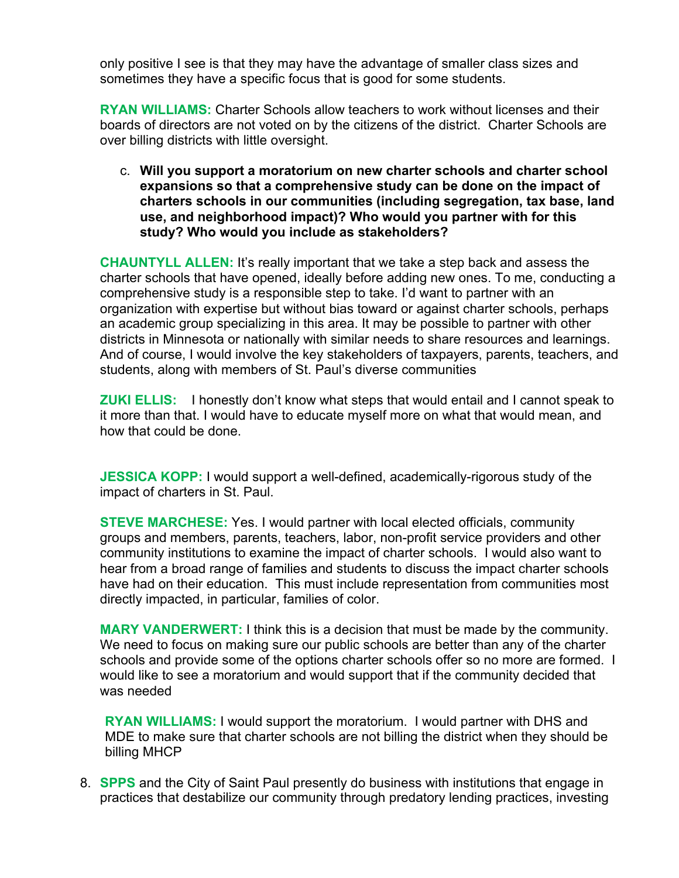only positive I see is that they may have the advantage of smaller class sizes and sometimes they have a specific focus that is good for some students.

**RYAN WILLIAMS:** Charter Schools allow teachers to work without licenses and their boards of directors are not voted on by the citizens of the district. Charter Schools are over billing districts with little oversight.

c. **Will you support a moratorium on new charter schools and charter school expansions so that a comprehensive study can be done on the impact of charters schools in our communities (including segregation, tax base, land use, and neighborhood impact)? Who would you partner with for this study? Who would you include as stakeholders?**

**CHAUNTYLL ALLEN:** It's really important that we take a step back and assess the charter schools that have opened, ideally before adding new ones. To me, conducting a comprehensive study is a responsible step to take. I'd want to partner with an organization with expertise but without bias toward or against charter schools, perhaps an academic group specializing in this area. It may be possible to partner with other districts in Minnesota or nationally with similar needs to share resources and learnings. And of course, I would involve the key stakeholders of taxpayers, parents, teachers, and students, along with members of St. Paul's diverse communities

**ZUKI ELLIS:** I honestly don't know what steps that would entail and I cannot speak to it more than that. I would have to educate myself more on what that would mean, and how that could be done.

**JESSICA KOPP:** I would support a well-defined, academically-rigorous study of the impact of charters in St. Paul.

**STEVE MARCHESE:** Yes. I would partner with local elected officials, community groups and members, parents, teachers, labor, non-profit service providers and other community institutions to examine the impact of charter schools. I would also want to hear from a broad range of families and students to discuss the impact charter schools have had on their education. This must include representation from communities most directly impacted, in particular, families of color.

**MARY VANDERWERT:** I think this is a decision that must be made by the community. We need to focus on making sure our public schools are better than any of the charter schools and provide some of the options charter schools offer so no more are formed. I would like to see a moratorium and would support that if the community decided that was needed

**RYAN WILLIAMS:** I would support the moratorium. I would partner with DHS and MDE to make sure that charter schools are not billing the district when they should be billing MHCP

8. **SPPS** and the City of Saint Paul presently do business with institutions that engage in practices that destabilize our community through predatory lending practices, investing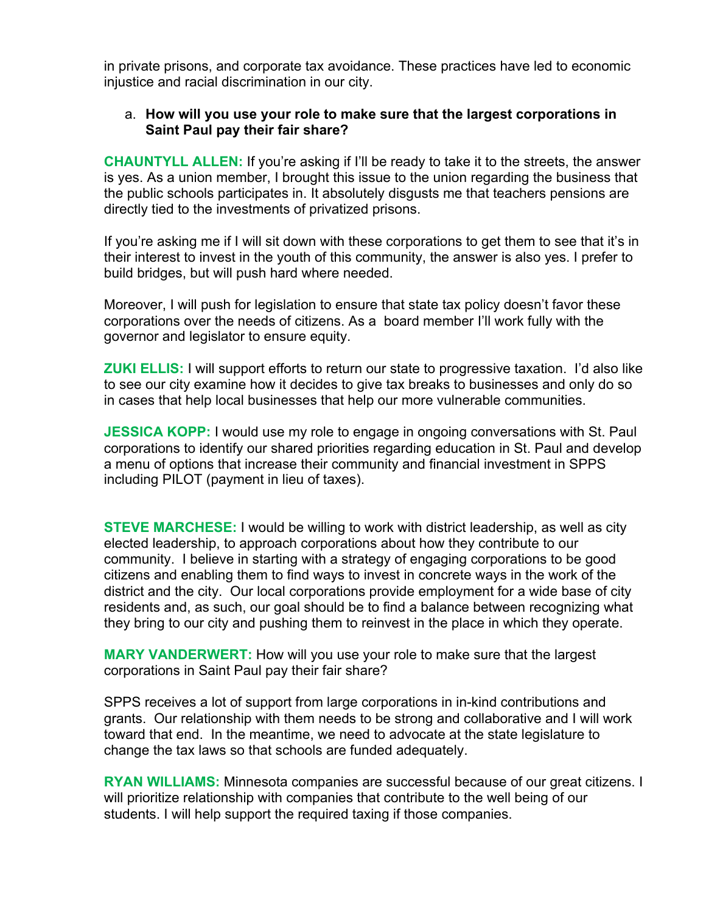in private prisons, and corporate tax avoidance. These practices have led to economic injustice and racial discrimination in our city.

a. **How will you use your role to make sure that the largest corporations in Saint Paul pay their fair share?**

**CHAUNTYLL ALLEN:** If you're asking if I'll be ready to take it to the streets, the answer is yes. As a union member, I brought this issue to the union regarding the business that the public schools participates in. It absolutely disgusts me that teachers pensions are directly tied to the investments of privatized prisons.

If you're asking me if I will sit down with these corporations to get them to see that it's in their interest to invest in the youth of this community, the answer is also yes. I prefer to build bridges, but will push hard where needed.

Moreover, I will push for legislation to ensure that state tax policy doesn't favor these corporations over the needs of citizens. As a board member I'll work fully with the governor and legislator to ensure equity.

**ZUKI ELLIS:** I will support efforts to return our state to progressive taxation. I'd also like to see our city examine how it decides to give tax breaks to businesses and only do so in cases that help local businesses that help our more vulnerable communities.

**JESSICA KOPP:** I would use my role to engage in ongoing conversations with St. Paul corporations to identify our shared priorities regarding education in St. Paul and develop a menu of options that increase their community and financial investment in SPPS including PILOT (payment in lieu of taxes).

**STEVE MARCHESE:** I would be willing to work with district leadership, as well as city elected leadership, to approach corporations about how they contribute to our community. I believe in starting with a strategy of engaging corporations to be good citizens and enabling them to find ways to invest in concrete ways in the work of the district and the city. Our local corporations provide employment for a wide base of city residents and, as such, our goal should be to find a balance between recognizing what they bring to our city and pushing them to reinvest in the place in which they operate.

**MARY VANDERWERT:** How will you use your role to make sure that the largest corporations in Saint Paul pay their fair share?

SPPS receives a lot of support from large corporations in in-kind contributions and grants. Our relationship with them needs to be strong and collaborative and I will work toward that end. In the meantime, we need to advocate at the state legislature to change the tax laws so that schools are funded adequately.

**RYAN WILLIAMS:** Minnesota companies are successful because of our great citizens. I will prioritize relationship with companies that contribute to the well being of our students. I will help support the required taxing if those companies.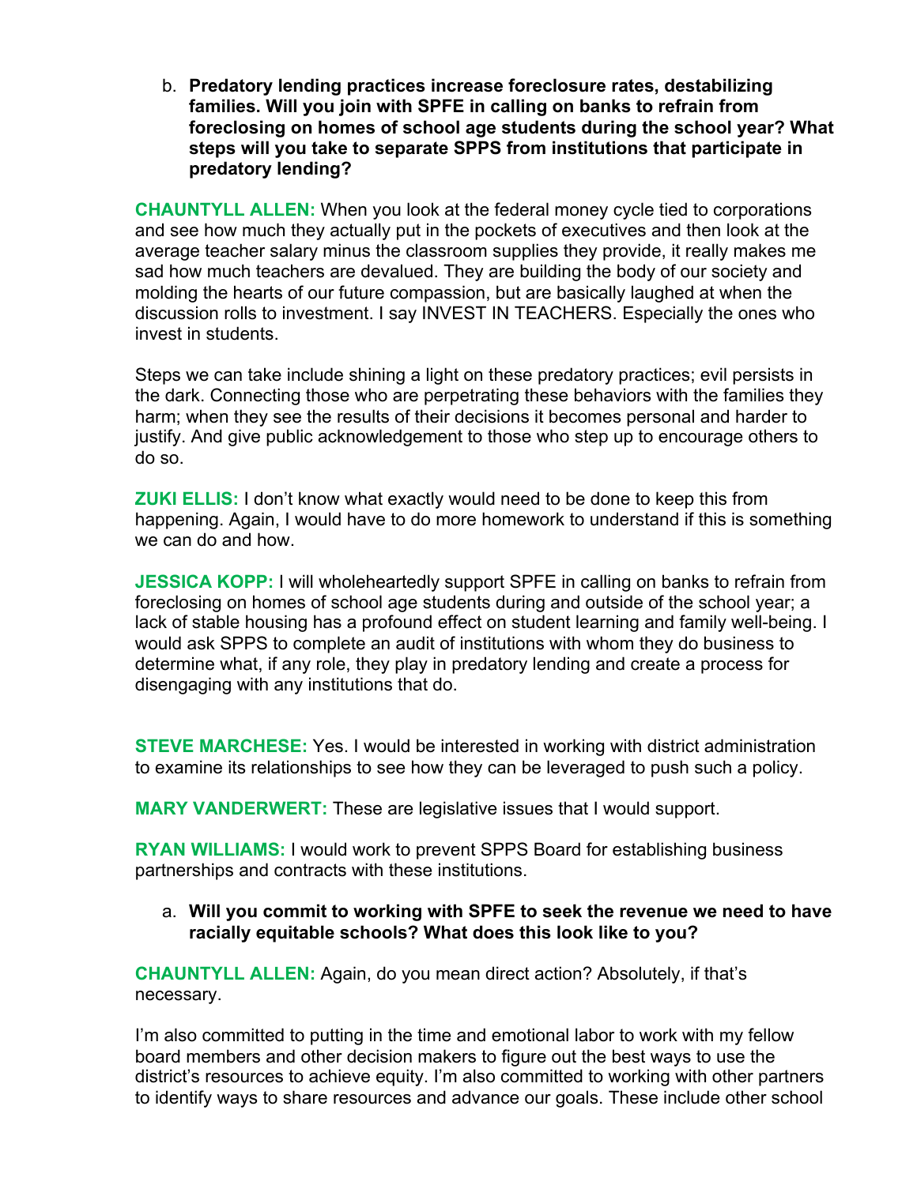b. **Predatory lending practices increase foreclosure rates, destabilizing families. Will you join with SPFE in calling on banks to refrain from foreclosing on homes of school age students during the school year? What steps will you take to separate SPPS from institutions that participate in predatory lending?**

**CHAUNTYLL ALLEN:** When you look at the federal money cycle tied to corporations and see how much they actually put in the pockets of executives and then look at the average teacher salary minus the classroom supplies they provide, it really makes me sad how much teachers are devalued. They are building the body of our society and molding the hearts of our future compassion, but are basically laughed at when the discussion rolls to investment. I say INVEST IN TEACHERS. Especially the ones who invest in students.

Steps we can take include shining a light on these predatory practices; evil persists in the dark. Connecting those who are perpetrating these behaviors with the families they harm; when they see the results of their decisions it becomes personal and harder to justify. And give public acknowledgement to those who step up to encourage others to do so.

**ZUKI ELLIS:** I don't know what exactly would need to be done to keep this from happening. Again, I would have to do more homework to understand if this is something we can do and how.

**JESSICA KOPP:** I will wholeheartedly support SPFE in calling on banks to refrain from foreclosing on homes of school age students during and outside of the school year; a lack of stable housing has a profound effect on student learning and family well-being. I would ask SPPS to complete an audit of institutions with whom they do business to determine what, if any role, they play in predatory lending and create a process for disengaging with any institutions that do.

**STEVE MARCHESE:** Yes. I would be interested in working with district administration to examine its relationships to see how they can be leveraged to push such a policy.

**MARY VANDERWERT:** These are legislative issues that I would support.

**RYAN WILLIAMS:** I would work to prevent SPPS Board for establishing business partnerships and contracts with these institutions.

a. **Will you commit to working with SPFE to seek the revenue we need to have racially equitable schools? What does this look like to you?**

**CHAUNTYLL ALLEN:** Again, do you mean direct action? Absolutely, if that's necessary.

I'm also committed to putting in the time and emotional labor to work with my fellow board members and other decision makers to figure out the best ways to use the district's resources to achieve equity. I'm also committed to working with other partners to identify ways to share resources and advance our goals. These include other school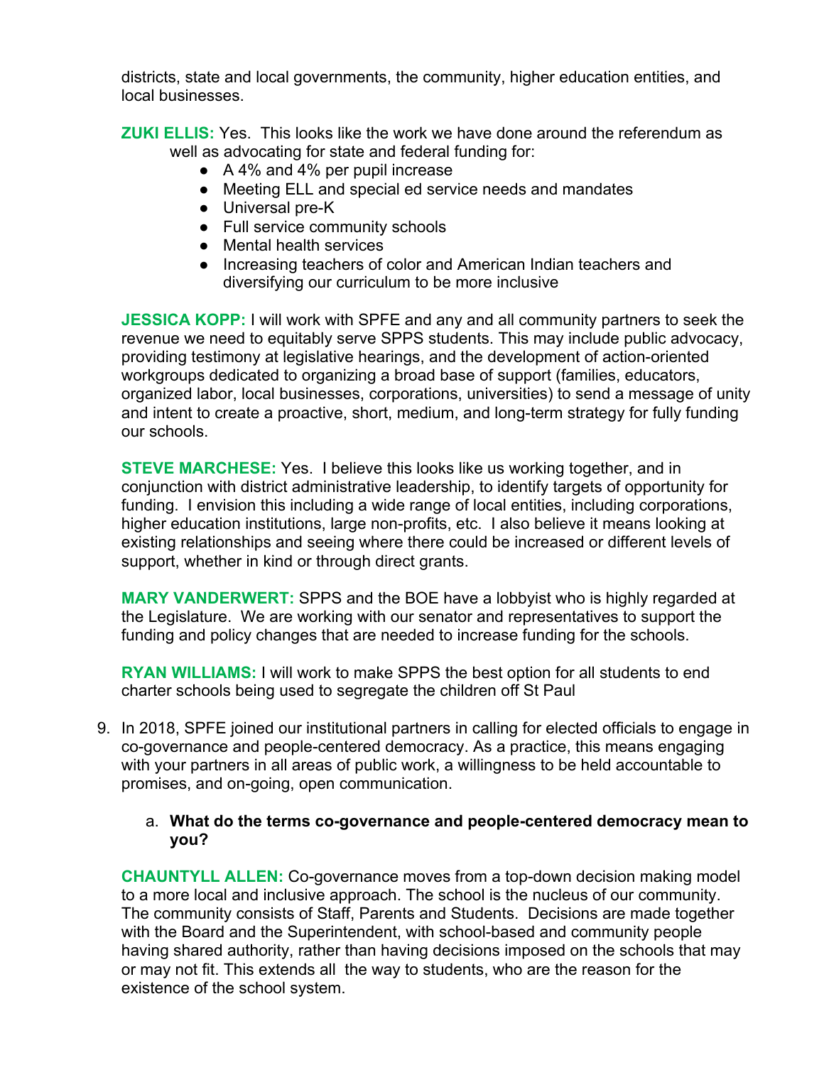districts, state and local governments, the community, higher education entities, and local businesses.

**ZUKI ELLIS:** Yes. This looks like the work we have done around the referendum as well as advocating for state and federal funding for:

- A 4% and 4% per pupil increase
- Meeting ELL and special ed service needs and mandates
- Universal pre-K
- Full service community schools
- Mental health services
- Increasing teachers of color and American Indian teachers and diversifying our curriculum to be more inclusive

**JESSICA KOPP:** I will work with SPFE and any and all community partners to seek the revenue we need to equitably serve SPPS students. This may include public advocacy, providing testimony at legislative hearings, and the development of action-oriented workgroups dedicated to organizing a broad base of support (families, educators, organized labor, local businesses, corporations, universities) to send a message of unity and intent to create a proactive, short, medium, and long-term strategy for fully funding our schools.

**STEVE MARCHESE:** Yes. I believe this looks like us working together, and in conjunction with district administrative leadership, to identify targets of opportunity for funding. I envision this including a wide range of local entities, including corporations, higher education institutions, large non-profits, etc. I also believe it means looking at existing relationships and seeing where there could be increased or different levels of support, whether in kind or through direct grants.

**MARY VANDERWERT:** SPPS and the BOE have a lobbyist who is highly regarded at the Legislature. We are working with our senator and representatives to support the funding and policy changes that are needed to increase funding for the schools.

**RYAN WILLIAMS:** I will work to make SPPS the best option for all students to end charter schools being used to segregate the children off St Paul

9. In 2018, SPFE joined our institutional partners in calling for elected officials to engage in co-governance and people-centered democracy. As a practice, this means engaging with your partners in all areas of public work, a willingness to be held accountable to promises, and on-going, open communication.

   a. **What do the terms co-governance and people-centered democracy mean to you?**

**CHAUNTYLL ALLEN:** Co-governance moves from a top-down decision making model to a more local and inclusive approach. The school is the nucleus of our community. The community consists of Staff, Parents and Students. Decisions are made together with the Board and the Superintendent, with school-based and community people having shared authority, rather than having decisions imposed on the schools that may or may not fit. This extends all the way to students, who are the reason for the existence of the school system.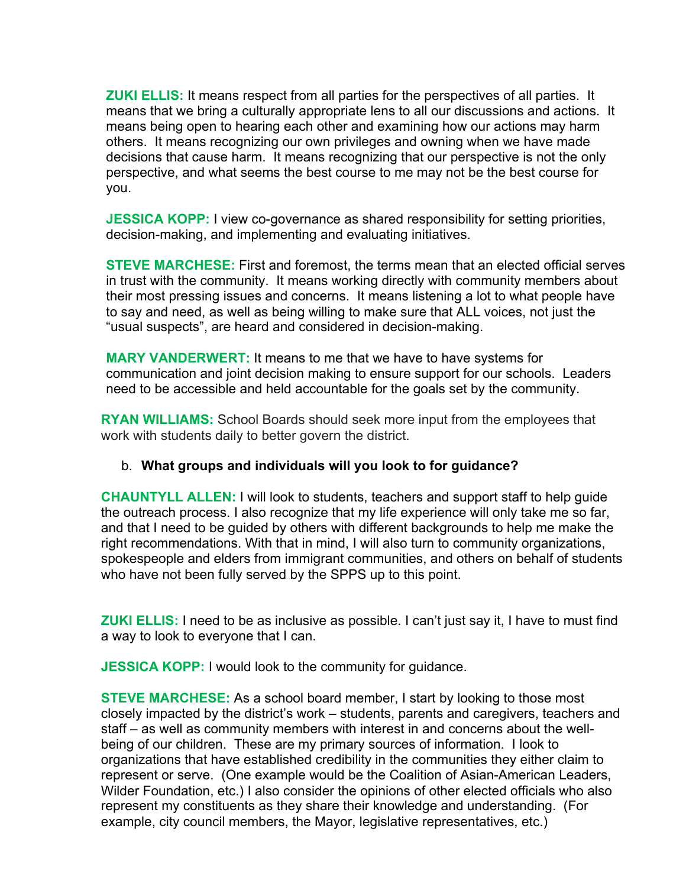**ZUKI ELLIS:** It means respect from all parties for the perspectives of all parties. It means that we bring a culturally appropriate lens to all our discussions and actions. It means being open to hearing each other and examining how our actions may harm others. It means recognizing our own privileges and owning when we have made decisions that cause harm. It means recognizing that our perspective is not the only perspective, and what seems the best course to me may not be the best course for you.

**JESSICA KOPP:** I view co-governance as shared responsibility for setting priorities, decision-making, and implementing and evaluating initiatives.

**STEVE MARCHESE:** First and foremost, the terms mean that an elected official serves in trust with the community. It means working directly with community members about their most pressing issues and concerns. It means listening a lot to what people have to say and need, as well as being willing to make sure that ALL voices, not just the "usual suspects", are heard and considered in decision-making.

**MARY VANDERWERT:** It means to me that we have to have systems for communication and joint decision making to ensure support for our schools. Leaders need to be accessible and held accountable for the goals set by the community.

**RYAN WILLIAMS:** School Boards should seek more input from the employees that work with students daily to better govern the district.

b. **What groups and individuals will you look to for guidance?**

**CHAUNTYLL ALLEN:** I will look to students, teachers and support staff to help guide the outreach process. I also recognize that my life experience will only take me so far, and that I need to be guided by others with different backgrounds to help me make the right recommendations. With that in mind, I will also turn to community organizations, spokespeople and elders from immigrant communities, and others on behalf of students who have not been fully served by the SPPS up to this point.

**ZUKI ELLIS:** I need to be as inclusive as possible. I can't just say it, I have to must find a way to look to everyone that I can.

**JESSICA KOPP:** I would look to the community for guidance.

**STEVE MARCHESE:** As a school board member, I start by looking to those most closely impacted by the district's work – students, parents and caregivers, teachers and staff – as well as community members with interest in and concerns about the well-being of our children. These are my primary sources of information. I look to organizations that have established credibility in the communities they either claim to represent or serve. (One example would be the Coalition of Asian-American Leaders, Wilder Foundation, etc.) I also consider the opinions of other elected officials who also represent my constituents as they share their knowledge and understanding. (For example, city council members, the Mayor, legislative representatives, etc.)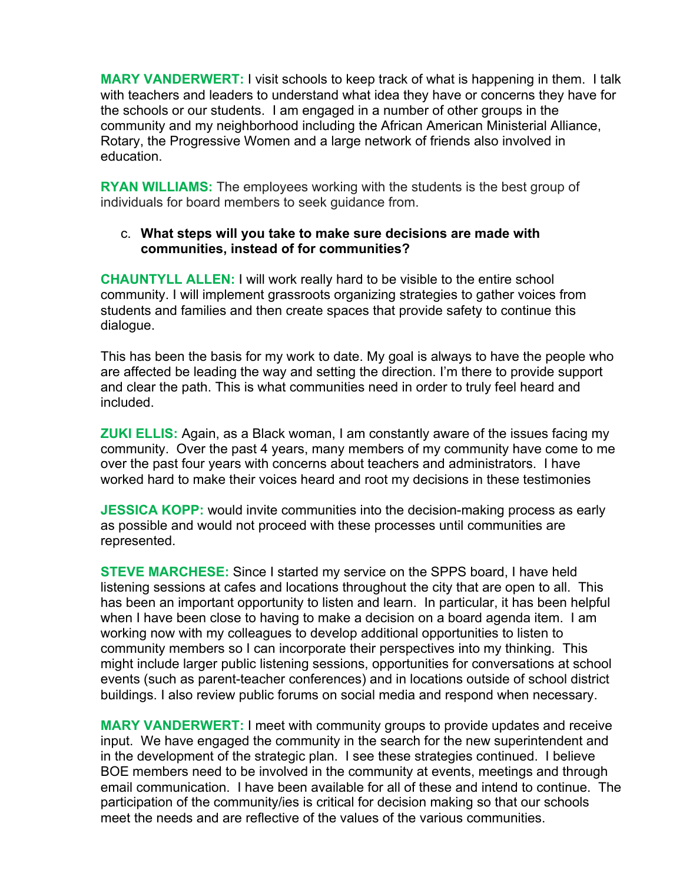**MARY VANDERWERT:** I visit schools to keep track of what is happening in them. I talk with teachers and leaders to understand what idea they have or concerns they have for the schools or our students. I am engaged in a number of other groups in the community and my neighborhood including the African American Ministerial Alliance, Rotary, the Progressive Women and a large network of friends also involved in education.

**RYAN WILLIAMS:** The employees working with the students is the best group of individuals for board members to seek guidance from.

c. **What steps will you take to make sure decisions are made with communities, instead of for communities?**

**CHAUNTYLL ALLEN:** I will work really hard to be visible to the entire school community. I will implement grassroots organizing strategies to gather voices from students and families and then create spaces that provide safety to continue this dialogue.

This has been the basis for my work to date. My goal is always to have the people who are affected be leading the way and setting the direction. I'm there to provide support and clear the path. This is what communities need in order to truly feel heard and included.

**ZUKI ELLIS:** Again, as a Black woman, I am constantly aware of the issues facing my community. Over the past 4 years, many members of my community have come to me over the past four years with concerns about teachers and administrators. I have worked hard to make their voices heard and root my decisions in these testimonies

**JESSICA KOPP:** would invite communities into the decision-making process as early as possible and would not proceed with these processes until communities are represented.

**STEVE MARCHESE:** Since I started my service on the SPPS board, I have held listening sessions at cafes and locations throughout the city that are open to all. This has been an important opportunity to listen and learn. In particular, it has been helpful when I have been close to having to make a decision on a board agenda item. I am working now with my colleagues to develop additional opportunities to listen to community members so I can incorporate their perspectives into my thinking. This might include larger public listening sessions, opportunities for conversations at school events (such as parent-teacher conferences) and in locations outside of school district buildings. I also review public forums on social media and respond when necessary.

**MARY VANDERWERT:** I meet with community groups to provide updates and receive input. We have engaged the community in the search for the new superintendent and in the development of the strategic plan. I see these strategies continued. I believe BOE members need to be involved in the community at events, meetings and through email communication. I have been available for all of these and intend to continue. The participation of the community/ies is critical for decision making so that our schools meet the needs and are reflective of the values of the various communities.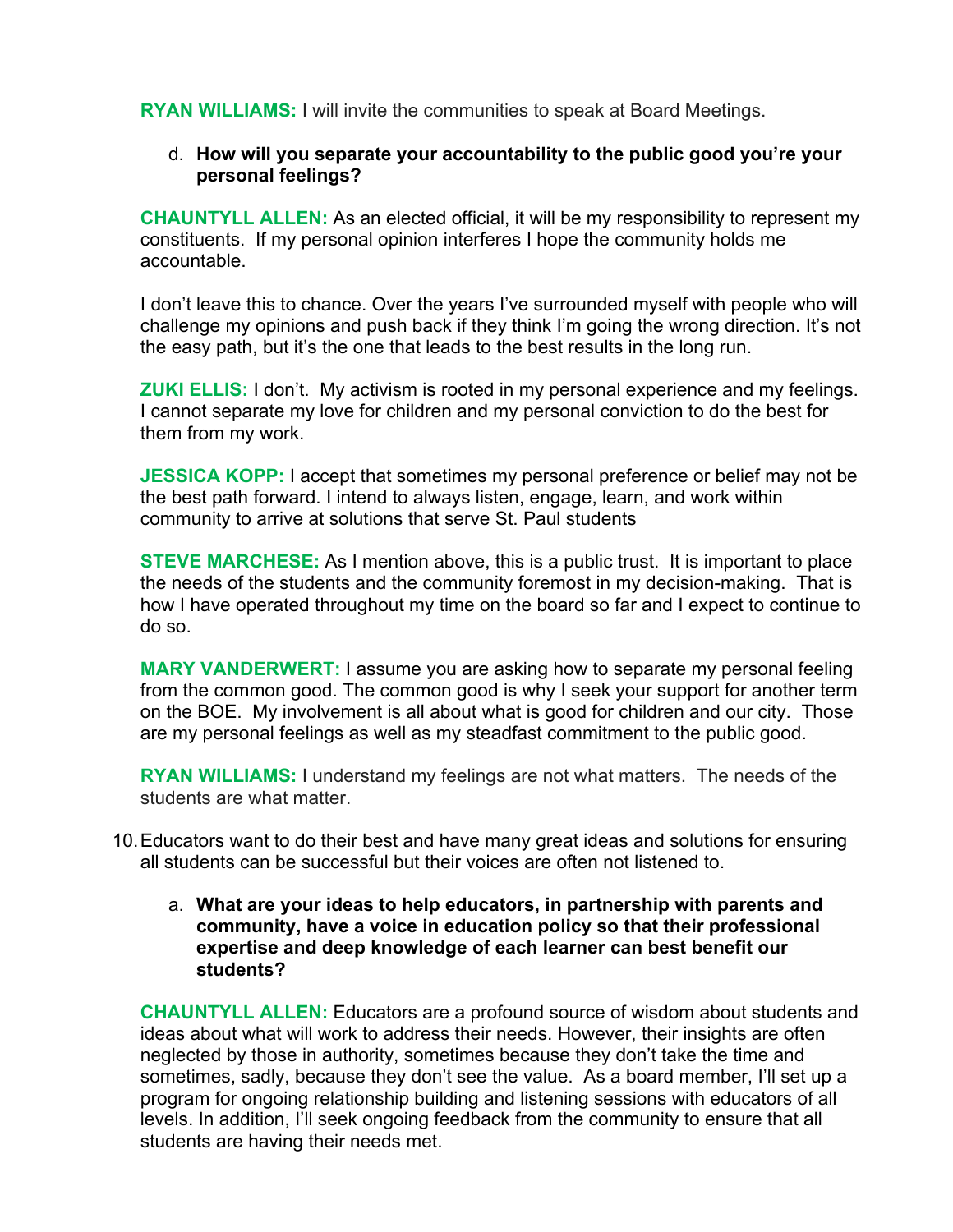**RYAN WILLIAMS:** I will invite the communities to speak at Board Meetings.

d. **How will you separate your accountability to the public good you're your personal feelings?**

**CHAUNTYLL ALLEN:** As an elected official, it will be my responsibility to represent my constituents. If my personal opinion interferes I hope the community holds me accountable.

I don't leave this to chance. Over the years I've surrounded myself with people who will challenge my opinions and push back if they think I'm going the wrong direction. It's not the easy path, but it's the one that leads to the best results in the long run.

**ZUKI ELLIS:** I don't. My activism is rooted in my personal experience and my feelings. I cannot separate my love for children and my personal conviction to do the best for them from my work.

**JESSICA KOPP:** I accept that sometimes my personal preference or belief may not be the best path forward. I intend to always listen, engage, learn, and work within community to arrive at solutions that serve St. Paul students

**STEVE MARCHESE:** As I mention above, this is a public trust. It is important to place the needs of the students and the community foremost in my decision-making. That is how I have operated throughout my time on the board so far and I expect to continue to do so.

**MARY VANDERWERT:** I assume you are asking how to separate my personal feeling from the common good. The common good is why I seek your support for another term on the BOE. My involvement is all about what is good for children and our city. Those are my personal feelings as well as my steadfast commitment to the public good.

**RYAN WILLIAMS:** I understand my feelings are not what matters. The needs of the students are what matter.

10. Educators want to do their best and have many great ideas and solutions for ensuring all students can be successful but their voices are often not listened to.

    a. **What are your ideas to help educators, in partnership with parents and community, have a voice in education policy so that their professional expertise and deep knowledge of each learner can best benefit our students?**

**CHAUNTYLL ALLEN:** Educators are a profound source of wisdom about students and ideas about what will work to address their needs. However, their insights are often neglected by those in authority, sometimes because they don't take the time and sometimes, sadly, because they don't see the value. As a board member, I'll set up a program for ongoing relationship building and listening sessions with educators of all levels. In addition, I'll seek ongoing feedback from the community to ensure that all students are having their needs met.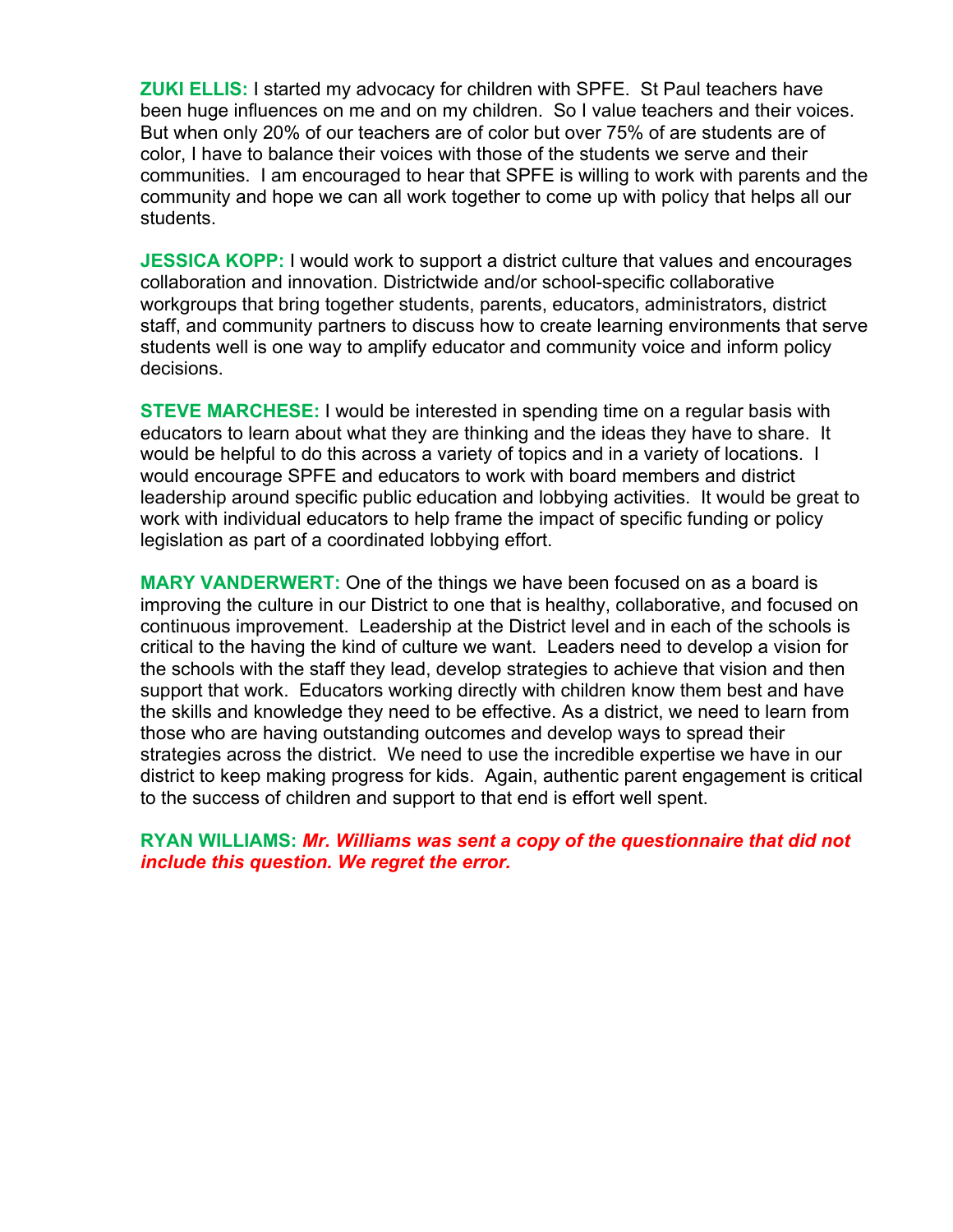**ZUKI ELLIS:** I started my advocacy for children with SPFE. St Paul teachers have been huge influences on me and on my children. So I value teachers and their voices. But when only 20% of our teachers are of color but over 75% of are students are of color, I have to balance their voices with those of the students we serve and their communities. I am encouraged to hear that SPFE is willing to work with parents and the community and hope we can all work together to come up with policy that helps all our students.

**JESSICA KOPP:** I would work to support a district culture that values and encourages collaboration and innovation. Districtwide and/or school-specific collaborative workgroups that bring together students, parents, educators, administrators, district staff, and community partners to discuss how to create learning environments that serve students well is one way to amplify educator and community voice and inform policy decisions.

**STEVE MARCHESE:** I would be interested in spending time on a regular basis with educators to learn about what they are thinking and the ideas they have to share. It would be helpful to do this across a variety of topics and in a variety of locations. I would encourage SPFE and educators to work with board members and district leadership around specific public education and lobbying activities. It would be great to work with individual educators to help frame the impact of specific funding or policy legislation as part of a coordinated lobbying effort.

**MARY VANDERWERT:** One of the things we have been focused on as a board is improving the culture in our District to one that is healthy, collaborative, and focused on continuous improvement. Leadership at the District level and in each of the schools is critical to the having the kind of culture we want. Leaders need to develop a vision for the schools with the staff they lead, develop strategies to achieve that vision and then support that work. Educators working directly with children know them best and have the skills and knowledge they need to be effective. As a district, we need to learn from those who are having outstanding outcomes and develop ways to spread their strategies across the district. We need to use the incredible expertise we have in our district to keep making progress for kids. Again, authentic parent engagement is critical to the success of children and support to that end is effort well spent.

**RYAN WILLIAMS:** ***Mr. Williams was sent a copy of the questionnaire that did not include this question. We regret the error.***